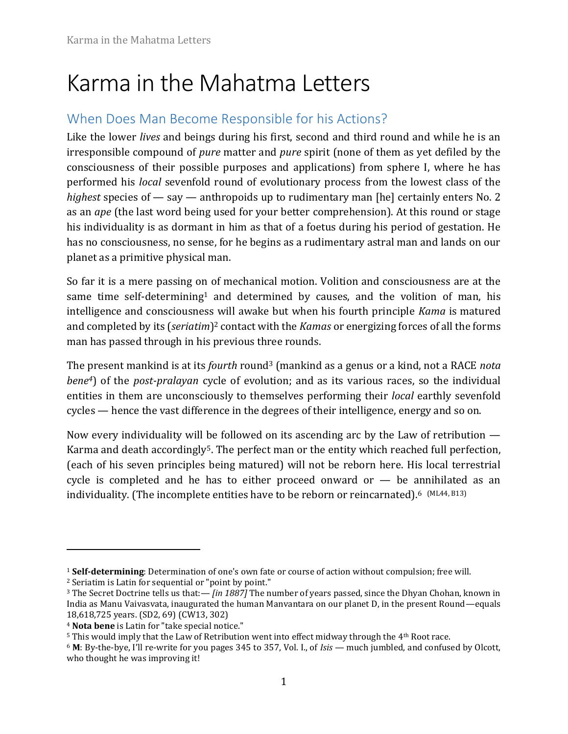# Karma in the Mahatma Letters

## When Does Man Become Responsible for his Actions?

Like the lower *lives* and beings during his first, second and third round and while he is an irresponsible compound of *pure* matter and *pure* spirit (none of them as yet defiled by the consciousness of their possible purposes and applications) from sphere I, where he has performed his *local* sevenfold round of evolutionary process from the lowest class of the *highest* species of — say — anthropoids up to rudimentary man [he] certainly enters No. 2 as an *ape* (the last word being used for your better comprehension). At this round or stage his individuality is as dormant in him as that of a foetus during his period of gestation. He has no consciousness, no sense, for he begins as a rudimentary astral man and lands on our planet as a primitive physical man.

So far it is a mere passing on of mechanical motion. Volition and consciousness are at the same time self-determining[1] and determined by causes, and the volition of man, his intelligence and consciousness will awake but when his fourth principle *Kama* is matured and completed by its (*seriatim*)[2] contact with the *Kamas* or energizing forces of all the forms man has passed through in his previous three rounds.

The present mankind is at its *fourth* round[3] (mankind as a genus or a kind, not a RACE *nota bene*[4]) of the *post-pralayan* cycle of evolution; and as its various races, so the individual entities in them are unconsciously to themselves performing their *local* earthly sevenfold cycles — hence the vast difference in the degrees of their intelligence, energy and so on.

Now every individuality will be followed on its ascending arc by the Law of retribution — Karma and death accordingly[5]. The perfect man or the entity which reached full perfection, (each of his seven principles being matured) will not be reborn here. His local terrestrial cycle is completed and he has to either proceed onward or — be annihilated as an individuality. (The incomplete entities have to be reborn or reincarnated).[6] (ML44, B13)

---

[1] **Self-determining**: Determination of one's own fate or course of action without compulsion; free will.

[2] Seriatim is Latin for sequential or "point by point."

[3] The Secret Doctrine tells us that:— *[in 1887]* The number of years passed, since the Dhyan Chohan, known in India as Manu Vaivasvata, inaugurated the human Manvantara on our planet D, in the present Round—equals 18,618,725 years. (SD2, 69) (CW13, 302)

[4] **Nota bene** is Latin for "take special notice."

[5] This would imply that the Law of Retribution went into effect midway through the 4th Root race.

[6] **M**: By-the-bye, I'll re-write for you pages 345 to 357, Vol. I., of *Isis* — much jumbled, and confused by Olcott, who thought he was improving it!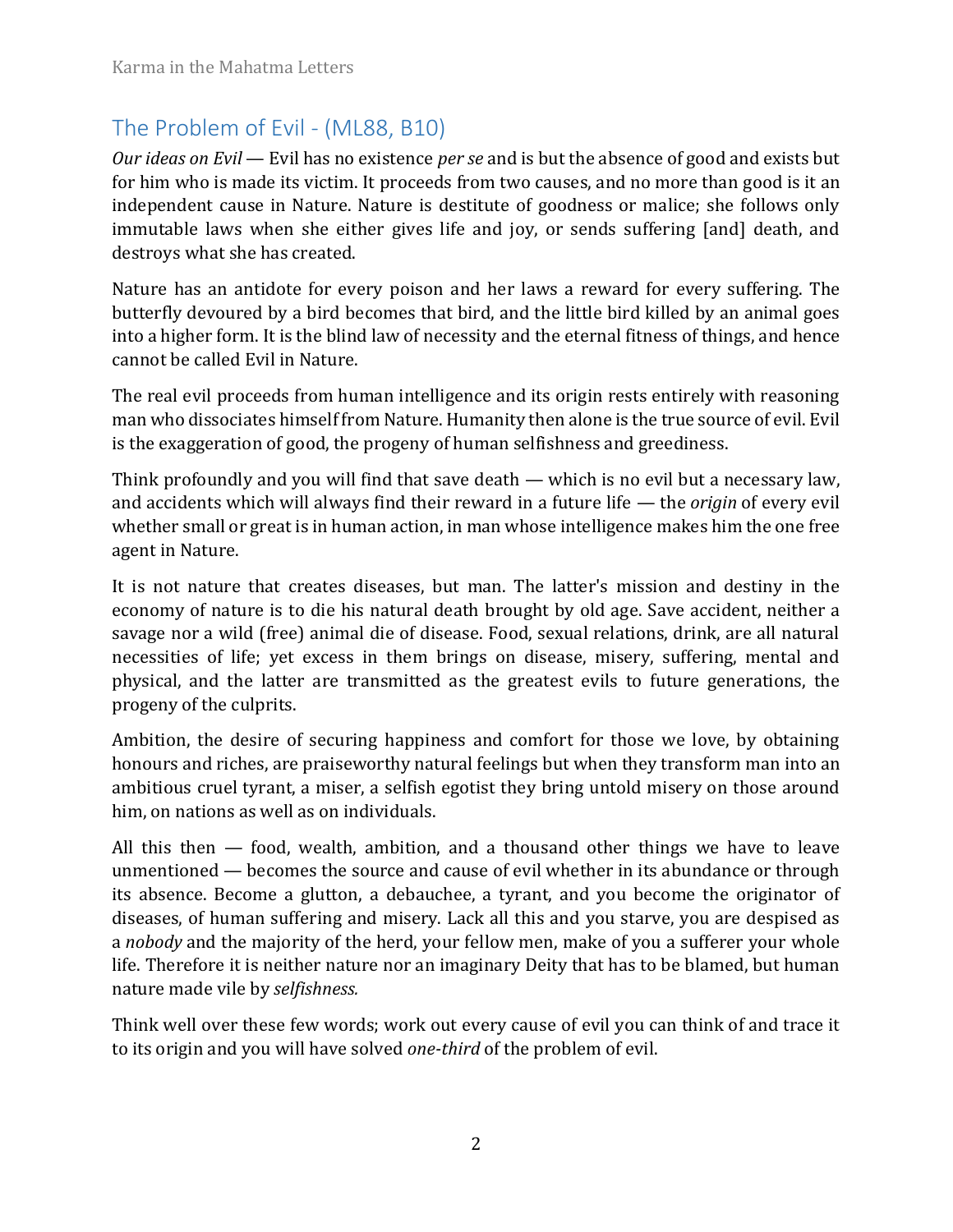## The Problem of Evil - (ML88, B10)

*Our ideas on Evil* — Evil has no existence *per se* and is but the absence of good and exists but for him who is made its victim. It proceeds from two causes, and no more than good is it an independent cause in Nature. Nature is destitute of goodness or malice; she follows only immutable laws when she either gives life and joy, or sends suffering [and] death, and destroys what she has created.

Nature has an antidote for every poison and her laws a reward for every suffering. The butterfly devoured by a bird becomes that bird, and the little bird killed by an animal goes into a higher form. It is the blind law of necessity and the eternal fitness of things, and hence cannot be called Evil in Nature.

The real evil proceeds from human intelligence and its origin rests entirely with reasoning man who dissociates himself from Nature. Humanity then alone is the true source of evil. Evil is the exaggeration of good, the progeny of human selfishness and greediness.

Think profoundly and you will find that save death — which is no evil but a necessary law, and accidents which will always find their reward in a future life — the *origin* of every evil whether small or great is in human action, in man whose intelligence makes him the one free agent in Nature.

It is not nature that creates diseases, but man. The latter's mission and destiny in the economy of nature is to die his natural death brought by old age. Save accident, neither a savage nor a wild (free) animal die of disease. Food, sexual relations, drink, are all natural necessities of life; yet excess in them brings on disease, misery, suffering, mental and physical, and the latter are transmitted as the greatest evils to future generations, the progeny of the culprits.

Ambition, the desire of securing happiness and comfort for those we love, by obtaining honours and riches, are praiseworthy natural feelings but when they transform man into an ambitious cruel tyrant, a miser, a selfish egotist they bring untold misery on those around him, on nations as well as on individuals.

All this then — food, wealth, ambition, and a thousand other things we have to leave unmentioned — becomes the source and cause of evil whether in its abundance or through its absence. Become a glutton, a debauchee, a tyrant, and you become the originator of diseases, of human suffering and misery. Lack all this and you starve, you are despised as a *nobody* and the majority of the herd, your fellow men, make of you a sufferer your whole life. Therefore it is neither nature nor an imaginary Deity that has to be blamed, but human nature made vile by *selfishness.*

Think well over these few words; work out every cause of evil you can think of and trace it to its origin and you will have solved *one-third* of the problem of evil.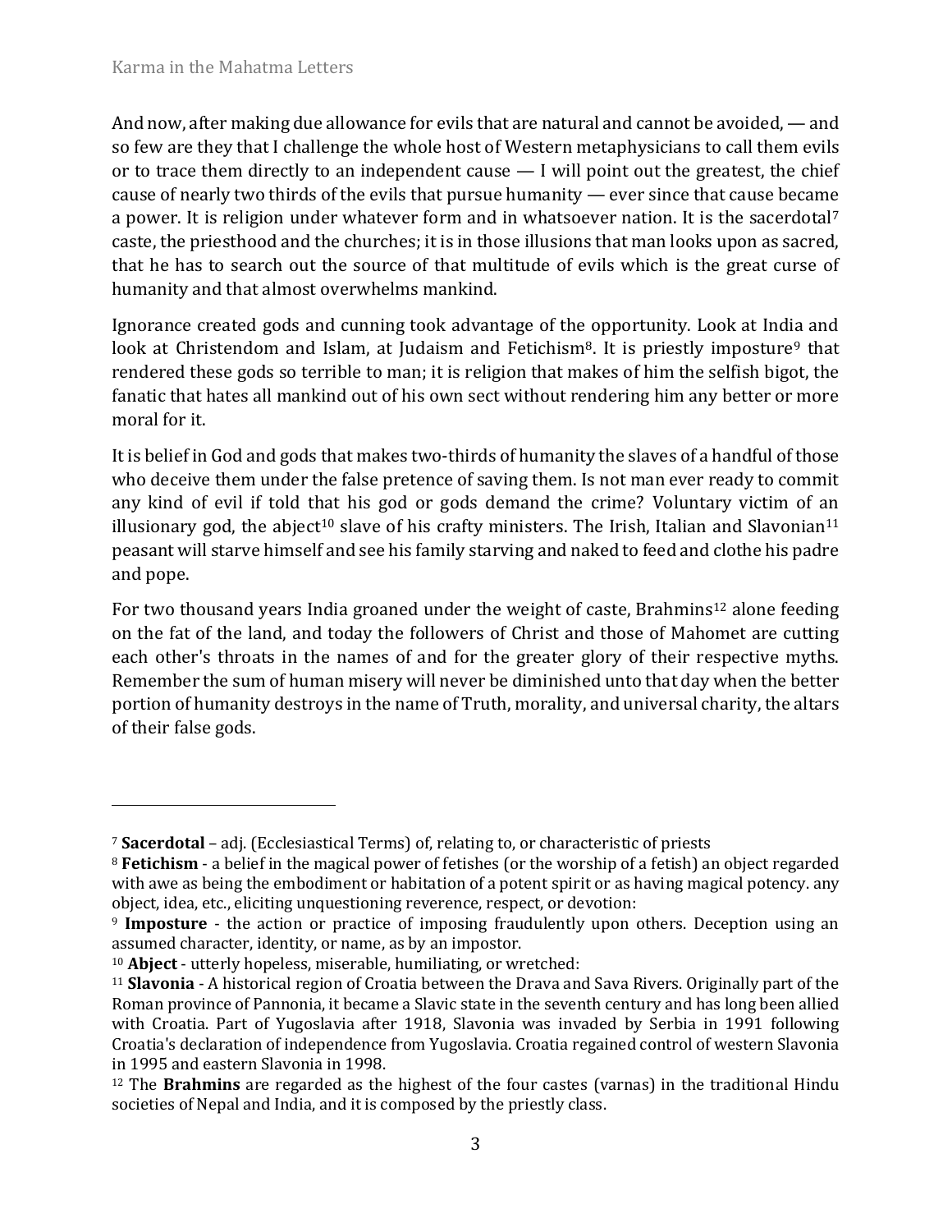And now, after making due allowance for evils that are natural and cannot be avoided, — and so few are they that I challenge the whole host of Western metaphysicians to call them evils or to trace them directly to an independent cause — I will point out the greatest, the chief cause of nearly two thirds of the evils that pursue humanity — ever since that cause became a power. It is religion under whatever form and in whatsoever nation. It is the sacerdotal[7] caste, the priesthood and the churches; it is in those illusions that man looks upon as sacred, that he has to search out the source of that multitude of evils which is the great curse of humanity and that almost overwhelms mankind.

Ignorance created gods and cunning took advantage of the opportunity. Look at India and look at Christendom and Islam, at Judaism and Fetichism[8]. It is priestly imposture[9] that rendered these gods so terrible to man; it is religion that makes of him the selfish bigot, the fanatic that hates all mankind out of his own sect without rendering him any better or more moral for it.

It is belief in God and gods that makes two-thirds of humanity the slaves of a handful of those who deceive them under the false pretence of saving them. Is not man ever ready to commit any kind of evil if told that his god or gods demand the crime? Voluntary victim of an illusionary god, the abject[10] slave of his crafty ministers. The Irish, Italian and Slavonian[11] peasant will starve himself and see his family starving and naked to feed and clothe his padre and pope.

For two thousand years India groaned under the weight of caste, Brahmins[12] alone feeding on the fat of the land, and today the followers of Christ and those of Mahomet are cutting each other's throats in the names of and for the greater glory of their respective myths. Remember the sum of human misery will never be diminished unto that day when the better portion of humanity destroys in the name of Truth, morality, and universal charity, the altars of their false gods.

---

[7] **Sacerdotal** – adj. (Ecclesiastical Terms) of, relating to, or characteristic of priests

[8] **Fetichism** - a belief in the magical power of fetishes (or the worship of a fetish) an object regarded with awe as being the embodiment or habitation of a potent spirit or as having magical potency. any object, idea, etc., eliciting unquestioning reverence, respect, or devotion:

[9] **Imposture** - the action or practice of imposing fraudulently upon others. Deception using an assumed character, identity, or name, as by an impostor.

[10] **Abject** - utterly hopeless, miserable, humiliating, or wretched:

[11] **Slavonia** - A historical region of Croatia between the Drava and Sava Rivers. Originally part of the Roman province of Pannonia, it became a Slavic state in the seventh century and has long been allied with Croatia. Part of Yugoslavia after 1918, Slavonia was invaded by Serbia in 1991 following Croatia's declaration of independence from Yugoslavia. Croatia regained control of western Slavonia in 1995 and eastern Slavonia in 1998.

[12] The **Brahmins** are regarded as the highest of the four castes (varnas) in the traditional Hindu societies of Nepal and India, and it is composed by the priestly class.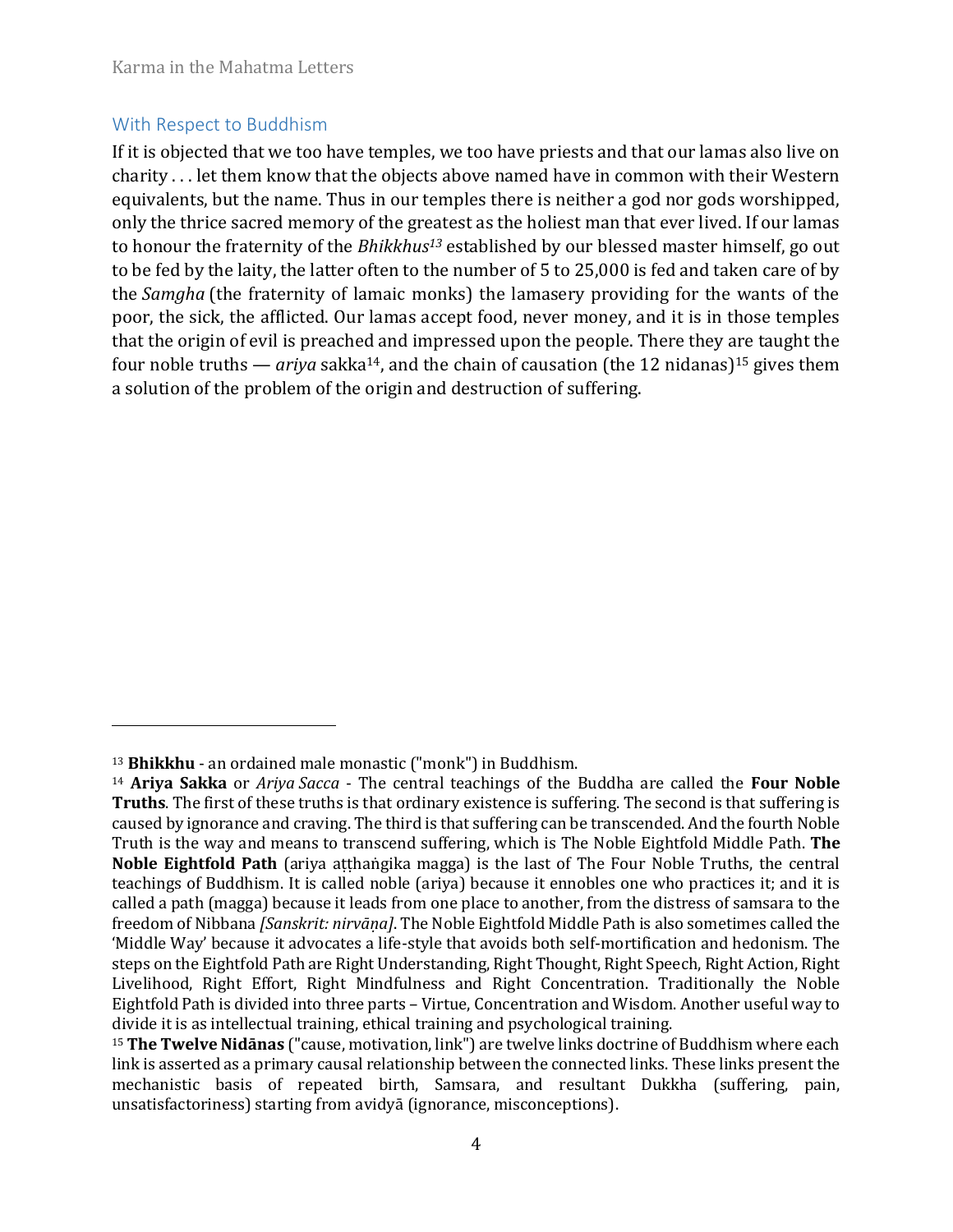## With Respect to Buddhism

If it is objected that we too have temples, we too have priests and that our lamas also live on charity . . . let them know that the objects above named have in common with their Western equivalents, but the name. Thus in our temples there is neither a god nor gods worshipped, only the thrice sacred memory of the greatest as the holiest man that ever lived. If our lamas to honour the fraternity of the *Bhikkhus*[13] established by our blessed master himself, go out to be fed by the laity, the latter often to the number of 5 to 25,000 is fed and taken care of by the *Samgha* (the fraternity of lamaic monks) the lamasery providing for the wants of the poor, the sick, the afflicted. Our lamas accept food, never money, and it is in those temples that the origin of evil is preached and impressed upon the people. There they are taught the four noble truths — *ariya* sakka[14], and the chain of causation (the 12 nidanas)[15] gives them a solution of the problem of the origin and destruction of suffering.

---

[13] **Bhikkhu** - an ordained male monastic ("monk") in Buddhism.

[14] **Ariya Sakka** or *Ariya Sacca* - The central teachings of the Buddha are called the **Four Noble Truths**. The first of these truths is that ordinary existence is suffering. The second is that suffering is caused by ignorance and craving. The third is that suffering can be transcended. And the fourth Noble Truth is the way and means to transcend suffering, which is The Noble Eightfold Middle Path. **The Noble Eightfold Path** (ariya aṭṭhaṅgika magga) is the last of The Four Noble Truths, the central teachings of Buddhism. It is called noble (ariya) because it ennobles one who practices it; and it is called a path (magga) because it leads from one place to another, from the distress of samsara to the freedom of Nibbana *[Sanskrit: nirvāṇa]*. The Noble Eightfold Middle Path is also sometimes called the 'Middle Way' because it advocates a life-style that avoids both self-mortification and hedonism. The steps on the Eightfold Path are Right Understanding, Right Thought, Right Speech, Right Action, Right Livelihood, Right Effort, Right Mindfulness and Right Concentration. Traditionally the Noble Eightfold Path is divided into three parts – Virtue, Concentration and Wisdom. Another useful way to divide it is as intellectual training, ethical training and psychological training.

[15] **The Twelve Nidānas** ("cause, motivation, link") are twelve links doctrine of Buddhism where each link is asserted as a primary causal relationship between the connected links. These links present the mechanistic basis of repeated birth, Samsara, and resultant Dukkha (suffering, pain, unsatisfactoriness) starting from avidyā (ignorance, misconceptions).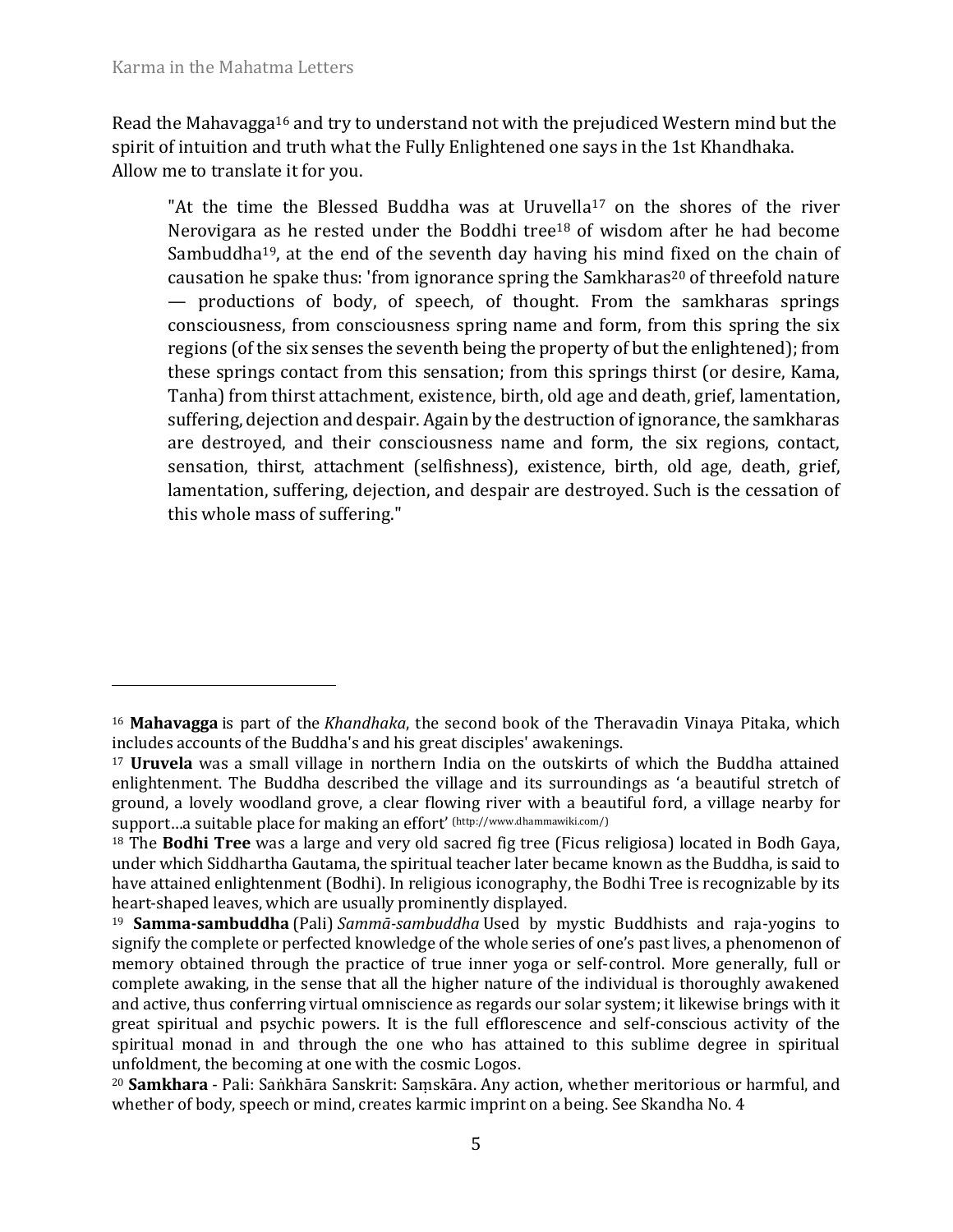Read the Mahavagga[16] and try to understand not with the prejudiced Western mind but the spirit of intuition and truth what the Fully Enlightened one says in the 1st Khandhaka. Allow me to translate it for you.

> "At the time the Blessed Buddha was at Uruvella[17] on the shores of the river Nerovigara as he rested under the Boddhi tree[18] of wisdom after he had become Sambuddha[19], at the end of the seventh day having his mind fixed on the chain of causation he spake thus: 'from ignorance spring the Samkharas[20] of threefold nature — productions of body, of speech, of thought. From the samkharas springs consciousness, from consciousness spring name and form, from this spring the six regions (of the six senses the seventh being the property of but the enlightened); from these springs contact from this sensation; from this springs thirst (or desire, Kama, Tanha) from thirst attachment, existence, birth, old age and death, grief, lamentation, suffering, dejection and despair. Again by the destruction of ignorance, the samkharas are destroyed, and their consciousness name and form, the six regions, contact, sensation, thirst, attachment (selfishness), existence, birth, old age, death, grief, lamentation, suffering, dejection, and despair are destroyed. Such is the cessation of this whole mass of suffering."

---

[16] **Mahavagga** is part of the *Khandhaka*, the second book of the Theravadin Vinaya Pitaka, which includes accounts of the Buddha's and his great disciples' awakenings.

[17] **Uruvela** was a small village in northern India on the outskirts of which the Buddha attained enlightenment. The Buddha described the village and its surroundings as 'a beautiful stretch of ground, a lovely woodland grove, a clear flowing river with a beautiful ford, a village nearby for support…a suitable place for making an effort' (http://www.dhammawiki.com/)

[18] The **Bodhi Tree** was a large and very old sacred fig tree (Ficus religiosa) located in Bodh Gaya, under which Siddhartha Gautama, the spiritual teacher later became known as the Buddha, is said to have attained enlightenment (Bodhi). In religious iconography, the Bodhi Tree is recognizable by its heart-shaped leaves, which are usually prominently displayed.

[19] **Samma-sambuddha** (Pali) *Sammā-sambuddha* Used by mystic Buddhists and raja-yogins to signify the complete or perfected knowledge of the whole series of one's past lives, a phenomenon of memory obtained through the practice of true inner yoga or self-control. More generally, full or complete awaking, in the sense that all the higher nature of the individual is thoroughly awakened and active, thus conferring virtual omniscience as regards our solar system; it likewise brings with it great spiritual and psychic powers. It is the full efflorescence and self-conscious activity of the spiritual monad in and through the one who has attained to this sublime degree in spiritual unfoldment, the becoming at one with the cosmic Logos.

[20] **Samkhara** - Pali: Saṅkhāra Sanskrit: Saṃskāra. Any action, whether meritorious or harmful, and whether of body, speech or mind, creates karmic imprint on a being. See Skandha No. 4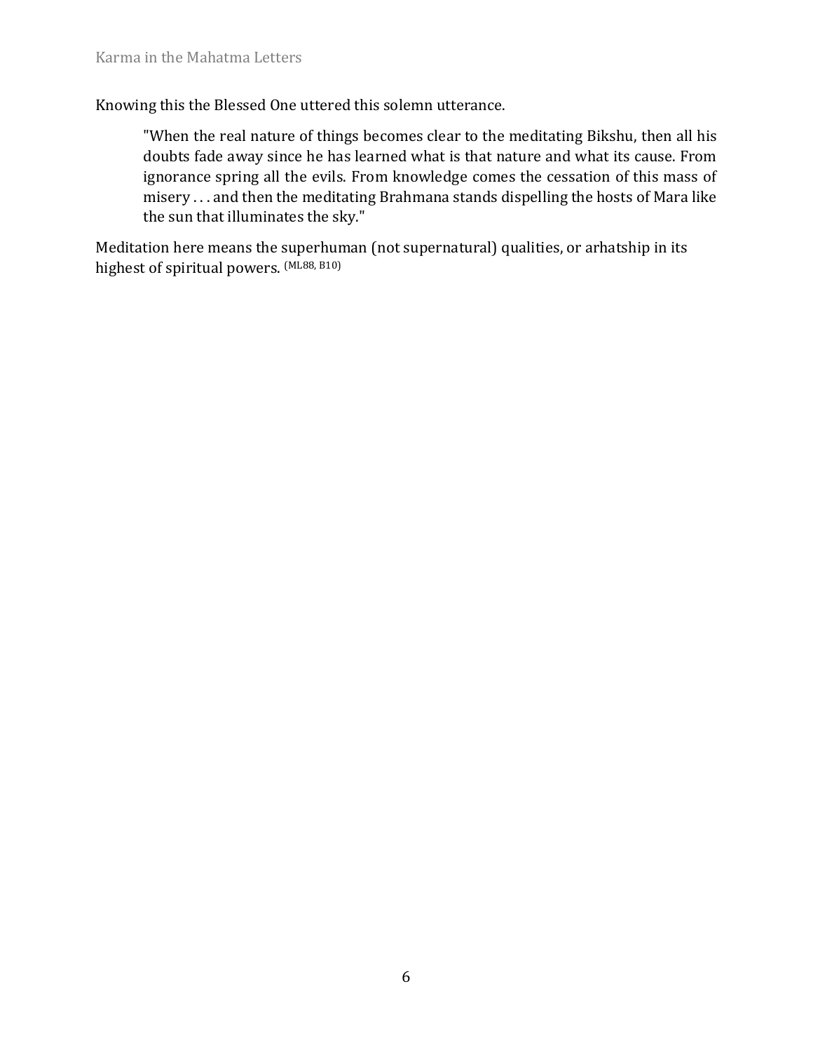Knowing this the Blessed One uttered this solemn utterance.

> "When the real nature of things becomes clear to the meditating Bikshu, then all his doubts fade away since he has learned what is that nature and what its cause. From ignorance spring all the evils. From knowledge comes the cessation of this mass of misery . . . and then the meditating Brahmana stands dispelling the hosts of Mara like the sun that illuminates the sky."

Meditation here means the superhuman (not supernatural) qualities, or arhatship in its highest of spiritual powers. (ML88, B10)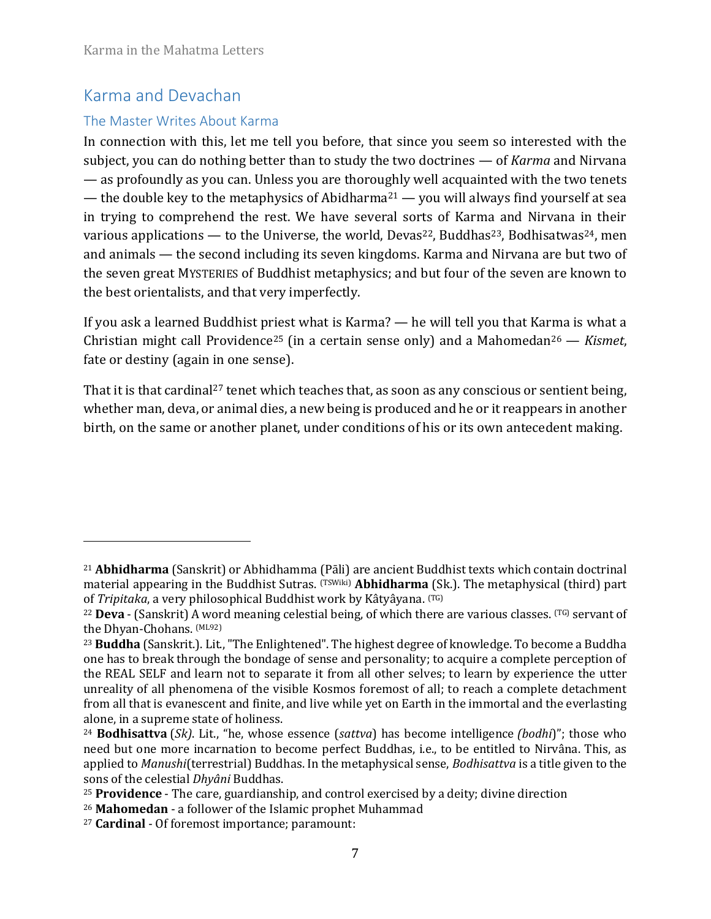## Karma and Devachan

### The Master Writes About Karma

In connection with this, let me tell you before, that since you seem so interested with the subject, you can do nothing better than to study the two doctrines — of *Karma* and Nirvana — as profoundly as you can. Unless you are thoroughly well acquainted with the two tenets — the double key to the metaphysics of Abidharma[21] — you will always find yourself at sea in trying to comprehend the rest. We have several sorts of Karma and Nirvana in their various applications — to the Universe, the world, Devas[22], Buddhas[23], Bodhisatwas[24], men and animals — the second including its seven kingdoms. Karma and Nirvana are but two of the seven great MYSTERIES of Buddhist metaphysics; and but four of the seven are known to the best orientalists, and that very imperfectly.

If you ask a learned Buddhist priest what is Karma? — he will tell you that Karma is what a Christian might call Providence[25] (in a certain sense only) and a Mahomedan[26] — *Kismet*, fate or destiny (again in one sense).

That it is that cardinal[27] tenet which teaches that, as soon as any conscious or sentient being, whether man, deva, or animal dies, a new being is produced and he or it reappears in another birth, on the same or another planet, under conditions of his or its own antecedent making.

---

[21] **Abhidharma** (Sanskrit) or Abhidhamma (Pāli) are ancient Buddhist texts which contain doctrinal material appearing in the Buddhist Sutras. (TSWiki) **Abhidharma** (Sk.). The metaphysical (third) part of *Tripitaka*, a very philosophical Buddhist work by Kâtyâyana. (TG)

[22] **Deva** - (Sanskrit) A word meaning celestial being, of which there are various classes. (TG) servant of the Dhyan-Chohans. (ML92)

[23] **Buddha** (Sanskrit.). Lit., "The Enlightened". The highest degree of knowledge. To become a Buddha one has to break through the bondage of sense and personality; to acquire a complete perception of the REAL SELF and learn not to separate it from all other selves; to learn by experience the utter unreality of all phenomena of the visible Kosmos foremost of all; to reach a complete detachment from all that is evanescent and finite, and live while yet on Earth in the immortal and the everlasting alone, in a supreme state of holiness.

[24] **Bodhisattva** (*Sk)*. Lit., "he, whose essence (*sattva*) has become intelligence *(bodhi*)"; those who need but one more incarnation to become perfect Buddhas, i.e., to be entitled to Nirvâna. This, as applied to *Manushi*(terrestrial) Buddhas. In the metaphysical sense, *Bodhisattva* is a title given to the sons of the celestial *Dhyâni* Buddhas.

[25] **Providence** - The care, guardianship, and control exercised by a deity; divine direction

[26] **Mahomedan** - a follower of the Islamic prophet Muhammad

[27] **Cardinal** - Of foremost importance; paramount: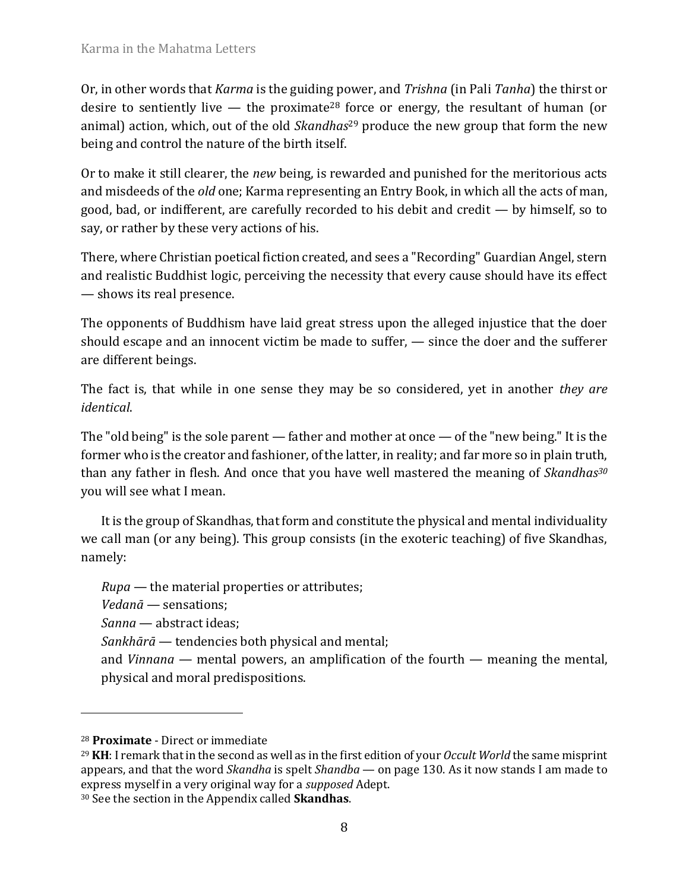Or, in other words that *Karma* is the guiding power, and *Trishna* (in Pali *Tanha*) the thirst or desire to sentiently live — the proximate[28] force or energy, the resultant of human (or animal) action, which, out of the old *Skandhas*[29] produce the new group that form the new being and control the nature of the birth itself.

Or to make it still clearer, the *new* being, is rewarded and punished for the meritorious acts and misdeeds of the *old* one; Karma representing an Entry Book, in which all the acts of man, good, bad, or indifferent, are carefully recorded to his debit and credit — by himself, so to say, or rather by these very actions of his.

There, where Christian poetical fiction created, and sees a "Recording" Guardian Angel, stern and realistic Buddhist logic, perceiving the necessity that every cause should have its effect — shows its real presence.

The opponents of Buddhism have laid great stress upon the alleged injustice that the doer should escape and an innocent victim be made to suffer, — since the doer and the sufferer are different beings.

The fact is, that while in one sense they may be so considered, yet in another *they are identical*.

The "old being" is the sole parent — father and mother at once — of the "new being." It is the former who is the creator and fashioner, of the latter, in reality; and far more so in plain truth, than any father in flesh. And once that you have well mastered the meaning of *Skandhas*[30] you will see what I mean.

It is the group of Skandhas, that form and constitute the physical and mental individuality we call man (or any being). This group consists (in the exoteric teaching) of five Skandhas, namely:

*Rupa* — the material properties or attributes;
*Vedanā* — sensations;
*Sanna* — abstract ideas;
*Sankhārā* — tendencies both physical and mental;
and *Vinnana* — mental powers, an amplification of the fourth — meaning the mental, physical and moral predispositions.

---

[28] **Proximate** - Direct or immediate

[29] **KH**: I remark that in the second as well as in the first edition of your *Occult World* the same misprint appears, and that the word *Skandha* is spelt *Shandba* — on page 130. As it now stands I am made to express myself in a very original way for a *supposed* Adept.

[30] See the section in the Appendix called **Skandhas**.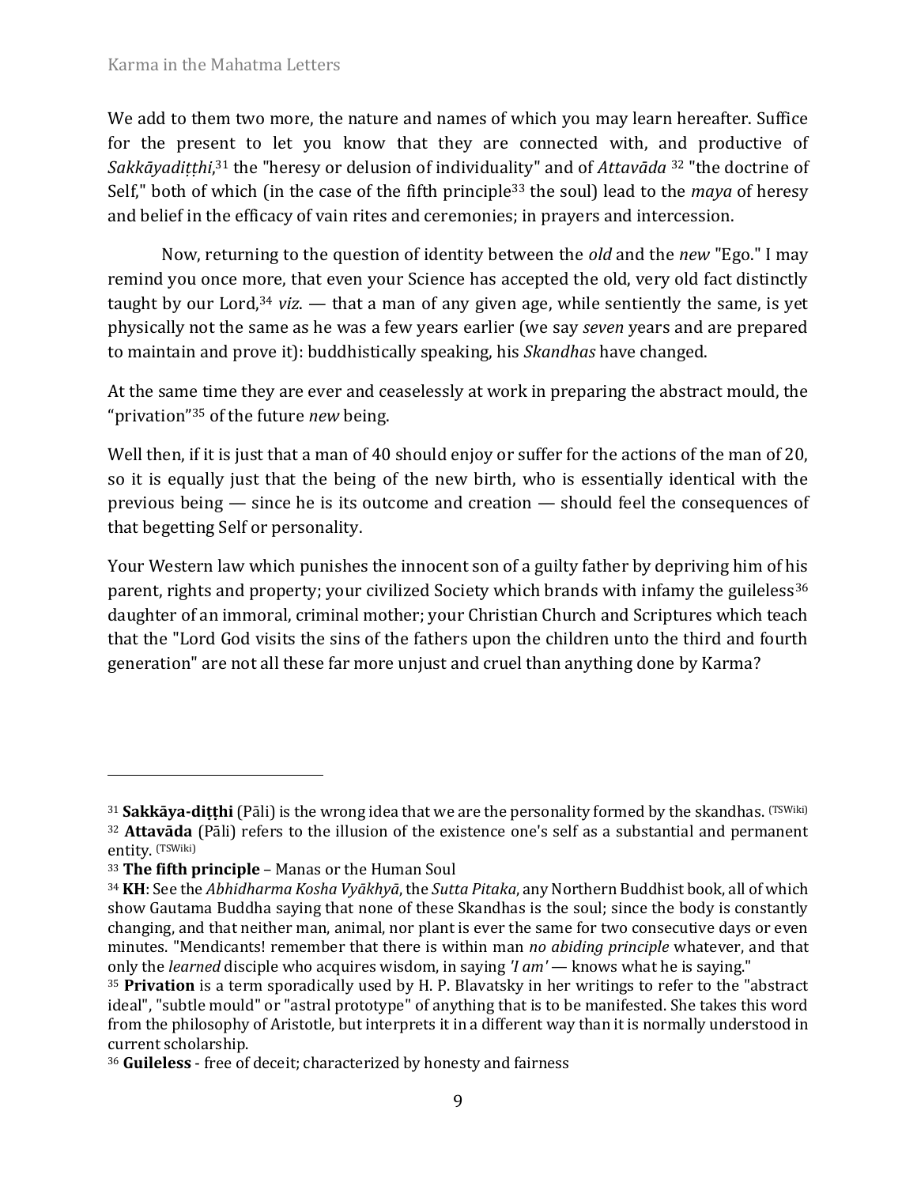We add to them two more, the nature and names of which you may learn hereafter. Suffice for the present to let you know that they are connected with, and productive of *Sakkāyadiṭṭhi*,[31] the "heresy or delusion of individuality" and of *Attavāda* [32] "the doctrine of Self," both of which (in the case of the fifth principle[33] the soul) lead to the *maya* of heresy and belief in the efficacy of vain rites and ceremonies; in prayers and intercession.

Now, returning to the question of identity between the *old* and the *new* "Ego." I may remind you once more, that even your Science has accepted the old, very old fact distinctly taught by our Lord,[34] *viz.* — that a man of any given age, while sentiently the same, is yet physically not the same as he was a few years earlier (we say *seven* years and are prepared to maintain and prove it): buddhistically speaking, his *Skandhas* have changed.

At the same time they are ever and ceaselessly at work in preparing the abstract mould, the "privation"[35] of the future *new* being.

Well then, if it is just that a man of 40 should enjoy or suffer for the actions of the man of 20, so it is equally just that the being of the new birth, who is essentially identical with the previous being — since he is its outcome and creation — should feel the consequences of that begetting Self or personality.

Your Western law which punishes the innocent son of a guilty father by depriving him of his parent, rights and property; your civilized Society which brands with infamy the guileless[36] daughter of an immoral, criminal mother; your Christian Church and Scriptures which teach that the "Lord God visits the sins of the fathers upon the children unto the third and fourth generation" are not all these far more unjust and cruel than anything done by Karma?

---

[31] **Sakkāya-diṭṭhi** (Pāli) is the wrong idea that we are the personality formed by the skandhas. (TSWiki)

[32] **Attavāda** (Pāli) refers to the illusion of the existence one's self as a substantial and permanent entity. (TSWiki)

[33] **The fifth principle** – Manas or the Human Soul

[34] **KH**: See the *Abhidharma Kosha Vyākhyā*, the *Sutta Pitaka*, any Northern Buddhist book, all of which show Gautama Buddha saying that none of these Skandhas is the soul; since the body is constantly changing, and that neither man, animal, nor plant is ever the same for two consecutive days or even minutes. "Mendicants! remember that there is within man *no abiding principle* whatever, and that only the *learned* disciple who acquires wisdom, in saying *'I am'* — knows what he is saying."

[35] **Privation** is a term sporadically used by H. P. Blavatsky in her writings to refer to the "abstract ideal", "subtle mould" or "astral prototype" of anything that is to be manifested. She takes this word from the philosophy of Aristotle, but interprets it in a different way than it is normally understood in current scholarship.

[36] **Guileless** - free of deceit; characterized by honesty and fairness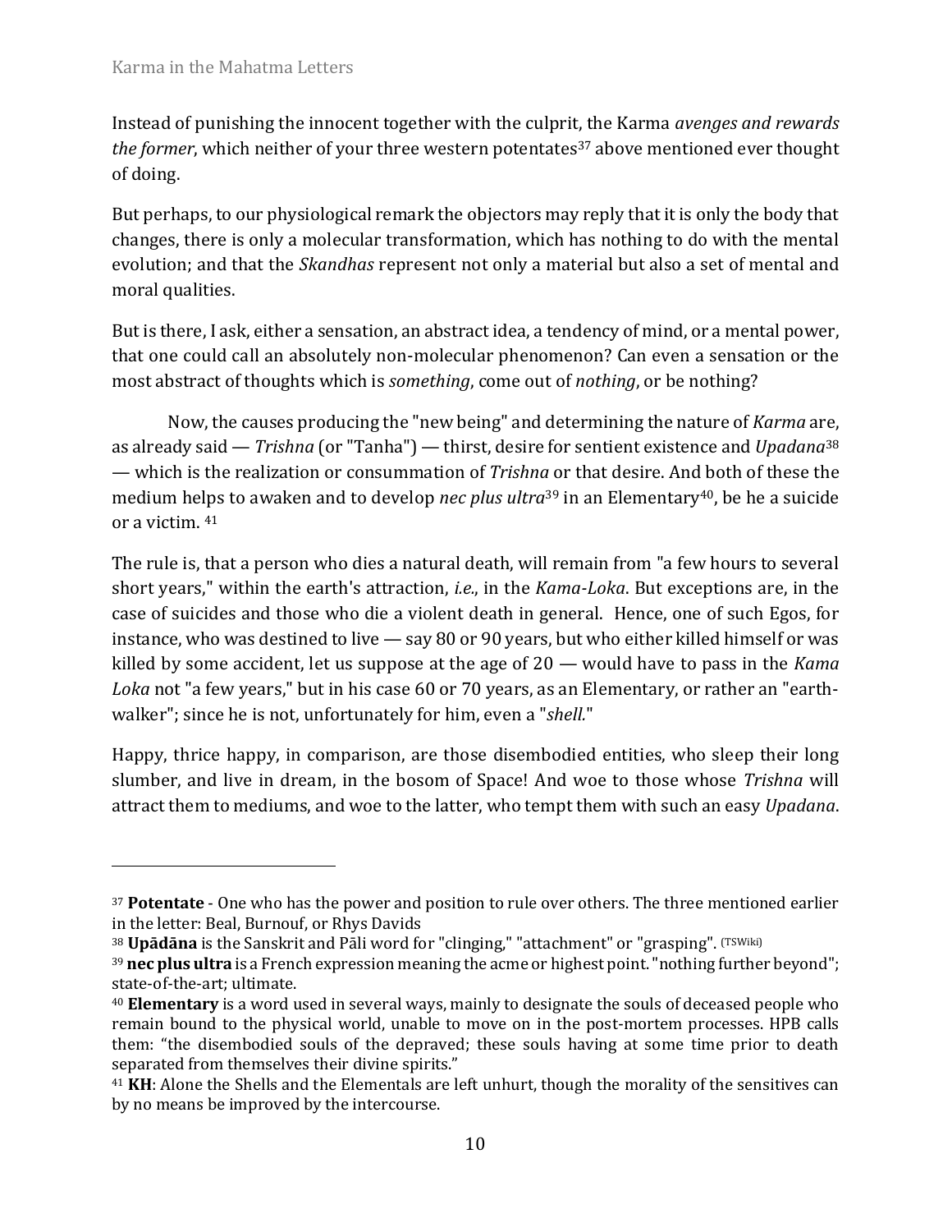Instead of punishing the innocent together with the culprit, the Karma *avenges and rewards the former*, which neither of your three western potentates[37] above mentioned ever thought of doing.

But perhaps, to our physiological remark the objectors may reply that it is only the body that changes, there is only a molecular transformation, which has nothing to do with the mental evolution; and that the *Skandhas* represent not only a material but also a set of mental and moral qualities.

But is there, I ask, either a sensation, an abstract idea, a tendency of mind, or a mental power, that one could call an absolutely non-molecular phenomenon? Can even a sensation or the most abstract of thoughts which is *something*, come out of *nothing*, or be nothing?

Now, the causes producing the "new being" and determining the nature of *Karma* are, as already said — *Trishna* (or "Tanha") — thirst, desire for sentient existence and *Upadana*[38] — which is the realization or consummation of *Trishna* or that desire. And both of these the medium helps to awaken and to develop *nec plus ultra*[39] in an Elementary[40], be he a suicide or a victim. [41]

The rule is, that a person who dies a natural death, will remain from "a few hours to several short years," within the earth's attraction, *i.e.*, in the *Kama-Loka*. But exceptions are, in the case of suicides and those who die a violent death in general. Hence, one of such Egos, for instance, who was destined to live — say 80 or 90 years, but who either killed himself or was killed by some accident, let us suppose at the age of 20 — would have to pass in the *Kama Loka* not "a few years," but in his case 60 or 70 years, as an Elementary, or rather an "earth-walker"; since he is not, unfortunately for him, even a "*shell.*"

Happy, thrice happy, in comparison, are those disembodied entities, who sleep their long slumber, and live in dream, in the bosom of Space! And woe to those whose *Trishna* will attract them to mediums, and woe to the latter, who tempt them with such an easy *Upadana*.

---

[37] **Potentate** - One who has the power and position to rule over others. The three mentioned earlier in the letter: Beal, Burnouf, or Rhys Davids

[38] **Upādāna** is the Sanskrit and Pāli word for "clinging," "attachment" or "grasping". (TSWiki)

[39] **nec plus ultra** is a French expression meaning the acme or highest point. "nothing further beyond"; state-of-the-art; ultimate.

[40] **Elementary** is a word used in several ways, mainly to designate the souls of deceased people who remain bound to the physical world, unable to move on in the post-mortem processes. HPB calls them: "the disembodied souls of the depraved; these souls having at some time prior to death separated from themselves their divine spirits."

[41] **KH**: Alone the Shells and the Elementals are left unhurt, though the morality of the sensitives can by no means be improved by the intercourse.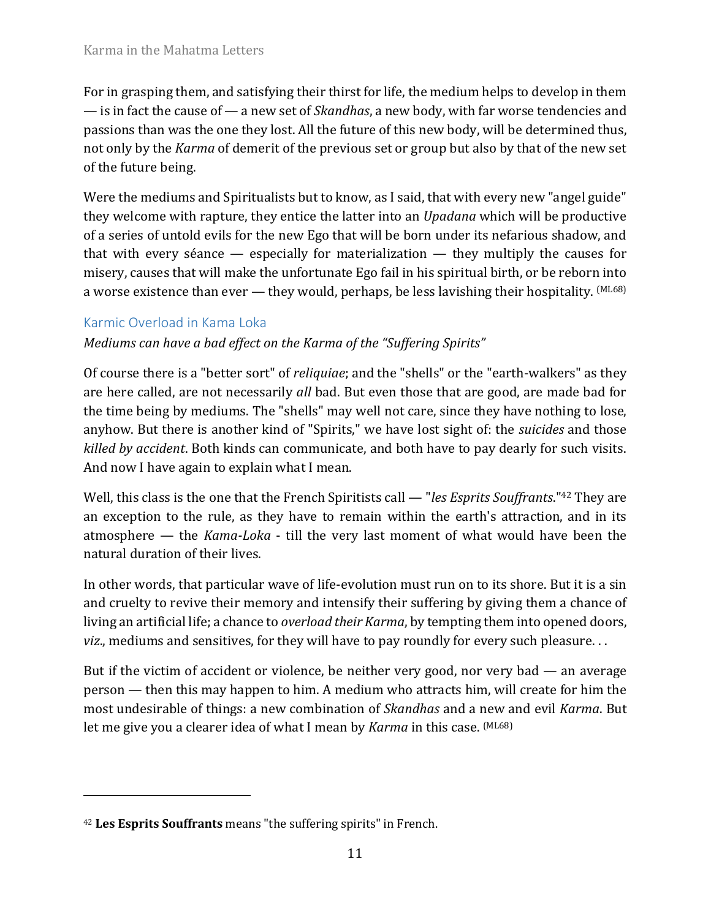For in grasping them, and satisfying their thirst for life, the medium helps to develop in them — is in fact the cause of — a new set of *Skandhas*, a new body, with far worse tendencies and passions than was the one they lost. All the future of this new body, will be determined thus, not only by the *Karma* of demerit of the previous set or group but also by that of the new set of the future being.

Were the mediums and Spiritualists but to know, as I said, that with every new "angel guide" they welcome with rapture, they entice the latter into an *Upadana* which will be productive of a series of untold evils for the new Ego that will be born under its nefarious shadow, and that with every séance — especially for materialization — they multiply the causes for misery, causes that will make the unfortunate Ego fail in his spiritual birth, or be reborn into a worse existence than ever — they would, perhaps, be less lavishing their hospitality. (ML68)

## Karmic Overload in Kama Loka

*Mediums can have a bad effect on the Karma of the "Suffering Spirits"*

Of course there is a "better sort" of *reliquiae*; and the "shells" or the "earth-walkers" as they are here called, are not necessarily *all* bad. But even those that are good, are made bad for the time being by mediums. The "shells" may well not care, since they have nothing to lose, anyhow. But there is another kind of "Spirits," we have lost sight of: the *suicides* and those *killed by accident*. Both kinds can communicate, and both have to pay dearly for such visits. And now I have again to explain what I mean.

Well, this class is the one that the French Spiritists call — "*les Esprits Souffrants*."[42] They are an exception to the rule, as they have to remain within the earth's attraction, and in its atmosphere — the *Kama-Loka* - till the very last moment of what would have been the natural duration of their lives.

In other words, that particular wave of life-evolution must run on to its shore. But it is a sin and cruelty to revive their memory and intensify their suffering by giving them a chance of living an artificial life; a chance to *overload their Karma*, by tempting them into opened doors, *viz*., mediums and sensitives, for they will have to pay roundly for every such pleasure. . .

But if the victim of accident or violence, be neither very good, nor very bad — an average person — then this may happen to him. A medium who attracts him, will create for him the most undesirable of things: a new combination of *Skandhas* and a new and evil *Karma*. But let me give you a clearer idea of what I mean by *Karma* in this case. (ML68)

---

[42] **Les Esprits Souffrants** means "the suffering spirits" in French.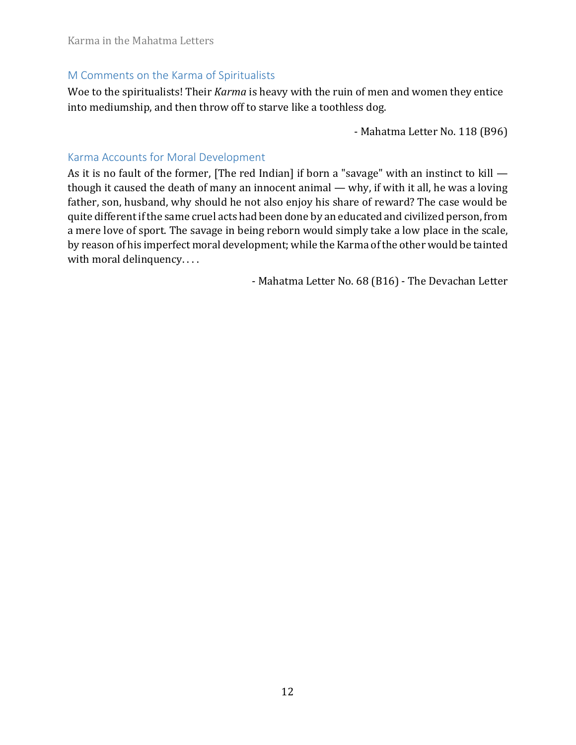## M Comments on the Karma of Spiritualists

Woe to the spiritualists! Their *Karma* is heavy with the ruin of men and women they entice into mediumship, and then throw off to starve like a toothless dog.

- Mahatma Letter No. 118 (B96)

## Karma Accounts for Moral Development

As it is no fault of the former, [The red Indian] if born a "savage" with an instinct to kill — though it caused the death of many an innocent animal — why, if with it all, he was a loving father, son, husband, why should he not also enjoy his share of reward? The case would be quite different if the same cruel acts had been done by an educated and civilized person, from a mere love of sport. The savage in being reborn would simply take a low place in the scale, by reason of his imperfect moral development; while the Karma of the other would be tainted with moral delinquency. . . .

- Mahatma Letter No. 68 (B16) - The Devachan Letter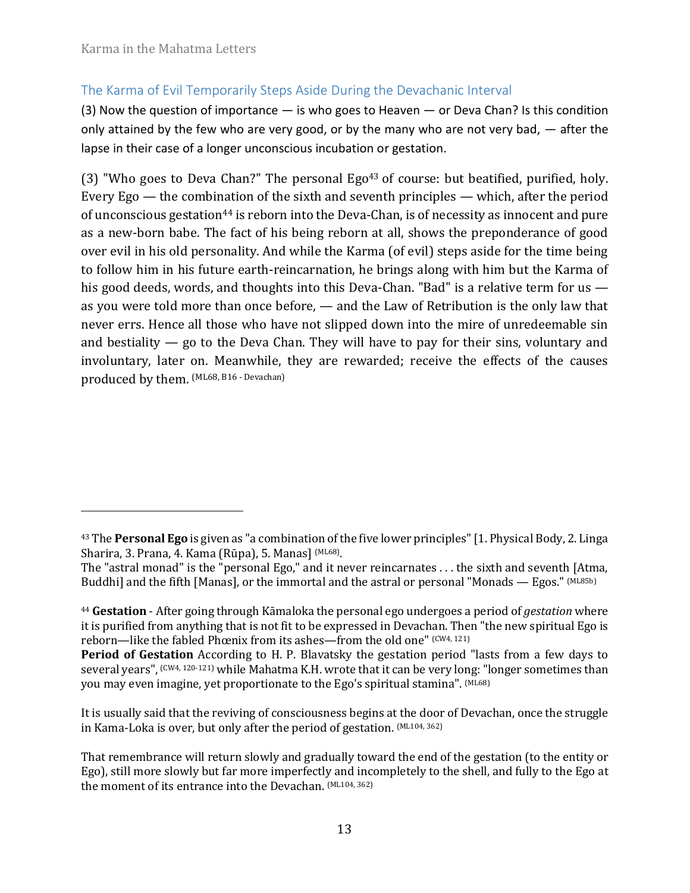## The Karma of Evil Temporarily Steps Aside During the Devachanic Interval

(3) Now the question of importance — is who goes to Heaven — or Deva Chan? Is this condition only attained by the few who are very good, or by the many who are not very bad, — after the lapse in their case of a longer unconscious incubation or gestation.

(3) "Who goes to Deva Chan?" The personal Ego[43] of course: but beatified, purified, holy. Every Ego — the combination of the sixth and seventh principles — which, after the period of unconscious gestation[44] is reborn into the Deva-Chan, is of necessity as innocent and pure as a new-born babe. The fact of his being reborn at all, shows the preponderance of good over evil in his old personality. And while the Karma (of evil) steps aside for the time being to follow him in his future earth-reincarnation, he brings along with him but the Karma of his good deeds, words, and thoughts into this Deva-Chan. "Bad" is a relative term for us — as you were told more than once before, — and the Law of Retribution is the only law that never errs. Hence all those who have not slipped down into the mire of unredeemable sin and bestiality — go to the Deva Chan. They will have to pay for their sins, voluntary and involuntary, later on. Meanwhile, they are rewarded; receive the effects of the causes produced by them. (ML68, B16 - Devachan)

---

[43] The **Personal Ego** is given as "a combination of the five lower principles" [1. Physical Body, 2. Linga Sharira, 3. Prana, 4. Kama (Rūpa), 5. Manas] (ML68).
The "astral monad" is the "personal Ego," and it never reincarnates . . . the sixth and seventh [Atma, Buddhi] and the fifth [Manas], or the immortal and the astral or personal "Monads — Egos." (ML85b)

[44] **Gestation** - After going through Kāmaloka the personal ego undergoes a period of *gestation* where it is purified from anything that is not fit to be expressed in Devachan. Then "the new spiritual Ego is reborn—like the fabled Phœnix from its ashes—from the old one" (CW4, 121)
**Period of Gestation** According to H. P. Blavatsky the gestation period "lasts from a few days to several years", (CW4, 120-121) while Mahatma K.H. wrote that it can be very long: "longer sometimes than you may even imagine, yet proportionate to the Ego's spiritual stamina". (ML68)

It is usually said that the reviving of consciousness begins at the door of Devachan, once the struggle in Kama-Loka is over, but only after the period of gestation. (ML104, 362)

That remembrance will return slowly and gradually toward the end of the gestation (to the entity or Ego), still more slowly but far more imperfectly and incompletely to the shell, and fully to the Ego at the moment of its entrance into the Devachan. (ML104, 362)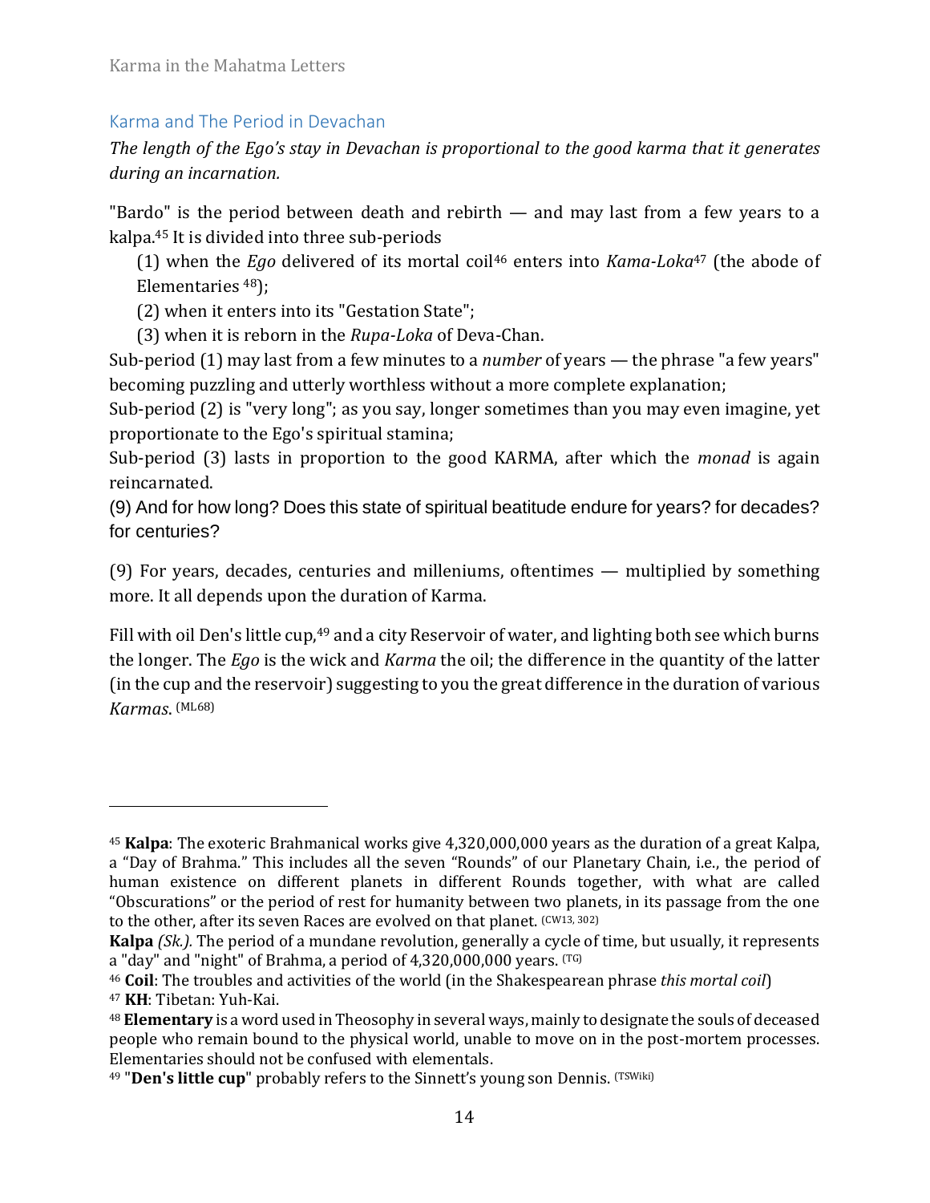## Karma and The Period in Devachan

*The length of the Ego's stay in Devachan is proportional to the good karma that it generates during an incarnation.*

"Bardo" is the period between death and rebirth — and may last from a few years to a kalpa.[45] It is divided into three sub-periods

(1) when the *Ego* delivered of its mortal coil[46] enters into *Kama-Loka*[47] (the abode of Elementaries [48]);

(2) when it enters into its "Gestation State";

(3) when it is reborn in the *Rupa-Loka* of Deva-Chan.

Sub-period (1) may last from a few minutes to a *number* of years — the phrase "a few years" becoming puzzling and utterly worthless without a more complete explanation;

Sub-period (2) is "very long"; as you say, longer sometimes than you may even imagine, yet proportionate to the Ego's spiritual stamina;

Sub-period (3) lasts in proportion to the good KARMA, after which the *monad* is again reincarnated.

(9) And for how long? Does this state of spiritual beatitude endure for years? for decades? for centuries?

(9) For years, decades, centuries and milleniums, oftentimes — multiplied by something more. It all depends upon the duration of Karma.

Fill with oil Den's little cup,[49] and a city Reservoir of water, and lighting both see which burns the longer. The *Ego* is the wick and *Karma* the oil; the difference in the quantity of the latter (in the cup and the reservoir) suggesting to you the great difference in the duration of various *Karmas*. (ML68)

---

[45] **Kalpa**: The exoteric Brahmanical works give 4,320,000,000 years as the duration of a great Kalpa, a "Day of Brahma." This includes all the seven "Rounds" of our Planetary Chain, i.e., the period of human existence on different planets in different Rounds together, with what are called "Obscurations" or the period of rest for humanity between two planets, in its passage from the one to the other, after its seven Races are evolved on that planet. (CW13, 302)

**Kalpa** *(Sk.).* The period of a mundane revolution, generally a cycle of time, but usually, it represents a "day" and "night" of Brahma, a period of 4,320,000,000 years. (TG)

[46] **Coil**: The troubles and activities of the world (in the Shakespearean phrase *this mortal coil*)

[47] **KH**: Tibetan: Yuh-Kai.

[48] **Elementary** is a word used in Theosophy in several ways, mainly to designate the souls of deceased people who remain bound to the physical world, unable to move on in the post-mortem processes. Elementaries should not be confused with elementals.

[49] "**Den's little cup**" probably refers to the Sinnett's young son Dennis. (TSWiki)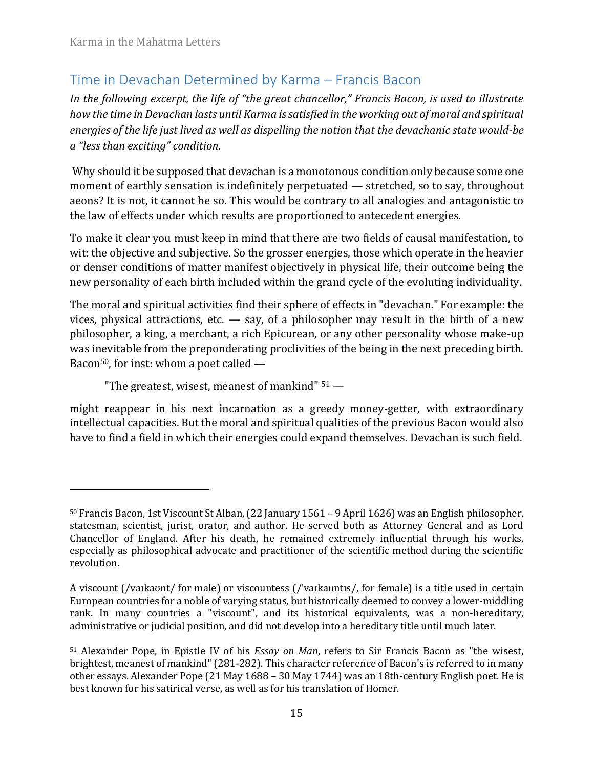## Time in Devachan Determined by Karma – Francis Bacon

*In the following excerpt, the life of "the great chancellor," Francis Bacon, is used to illustrate how the time in Devachan lasts until Karma is satisfied in the working out of moral and spiritual energies of the life just lived as well as dispelling the notion that the devachanic state would-be a "less than exciting" condition.*

Why should it be supposed that devachan is a monotonous condition only because some one moment of earthly sensation is indefinitely perpetuated — stretched, so to say, throughout aeons? It is not, it cannot be so. This would be contrary to all analogies and antagonistic to the law of effects under which results are proportioned to antecedent energies.

To make it clear you must keep in mind that there are two fields of causal manifestation, to wit: the objective and subjective. So the grosser energies, those which operate in the heavier or denser conditions of matter manifest objectively in physical life, their outcome being the new personality of each birth included within the grand cycle of the evoluting individuality.

The moral and spiritual activities find their sphere of effects in "devachan." For example: the vices, physical attractions, etc. — say, of a philosopher may result in the birth of a new philosopher, a king, a merchant, a rich Epicurean, or any other personality whose make-up was inevitable from the preponderating proclivities of the being in the next preceding birth. Bacon[50], for inst: whom a poet called —

> "The greatest, wisest, meanest of mankind" [51] —

might reappear in his next incarnation as a greedy money-getter, with extraordinary intellectual capacities. But the moral and spiritual qualities of the previous Bacon would also have to find a field in which their energies could expand themselves. Devachan is such field.

---

[50] Francis Bacon, 1st Viscount St Alban, (22 January 1561 – 9 April 1626) was an English philosopher, statesman, scientist, jurist, orator, and author. He served both as Attorney General and as Lord Chancellor of England. After his death, he remained extremely influential through his works, especially as philosophical advocate and practitioner of the scientific method during the scientific revolution.

A viscount (/vaɪkaʊnt/ for male) or viscountess (/'vaɪkaʊntɪs/, for female) is a title used in certain European countries for a noble of varying status, but historically deemed to convey a lower-middling rank. In many countries a "viscount", and its historical equivalents, was a non-hereditary, administrative or judicial position, and did not develop into a hereditary title until much later.

[51] Alexander Pope, in Epistle IV of his *Essay on Man*, refers to Sir Francis Bacon as "the wisest, brightest, meanest of mankind" (281-282). This character reference of Bacon's is referred to in many other essays. Alexander Pope (21 May 1688 – 30 May 1744) was an 18th-century English poet. He is best known for his satirical verse, as well as for his translation of Homer.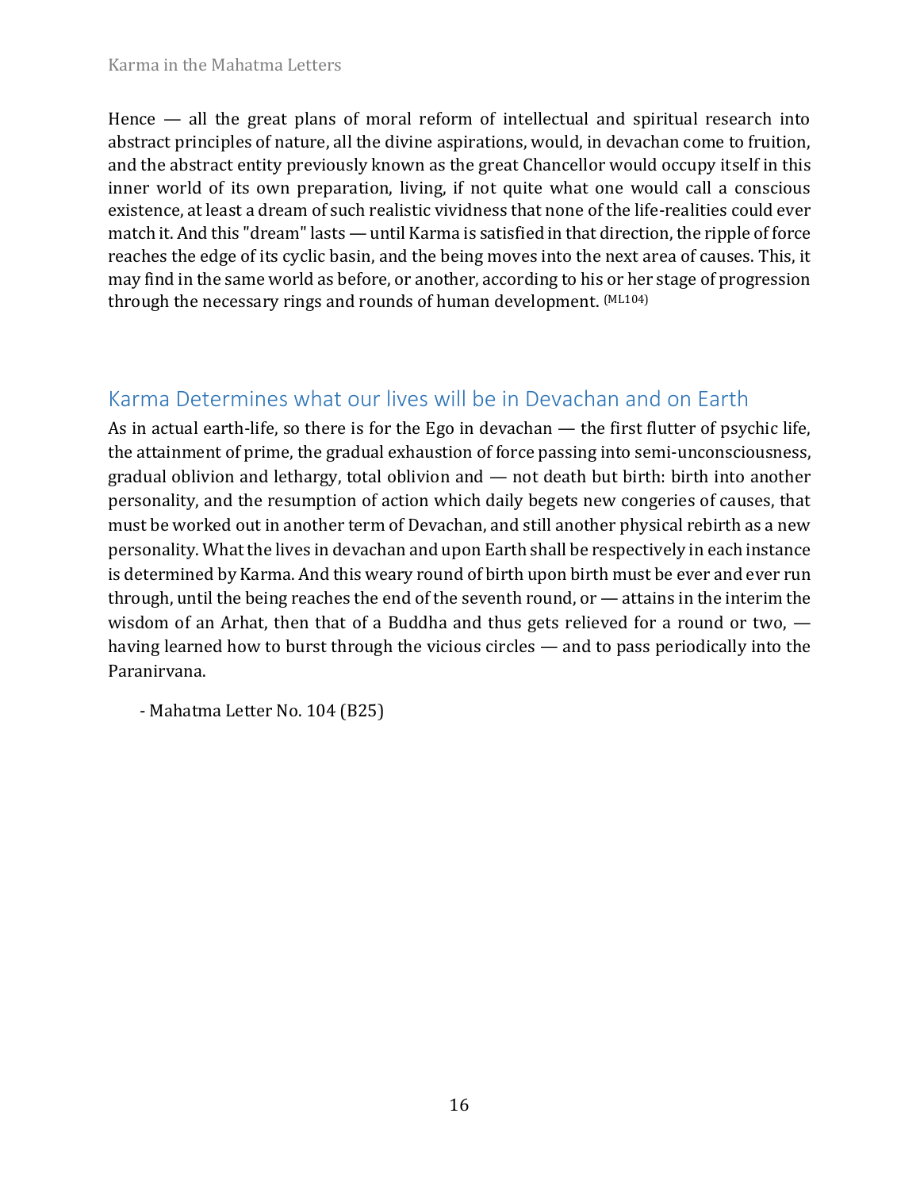Hence — all the great plans of moral reform of intellectual and spiritual research into abstract principles of nature, all the divine aspirations, would, in devachan come to fruition, and the abstract entity previously known as the great Chancellor would occupy itself in this inner world of its own preparation, living, if not quite what one would call a conscious existence, at least a dream of such realistic vividness that none of the life-realities could ever match it. And this "dream" lasts — until Karma is satisfied in that direction, the ripple of force reaches the edge of its cyclic basin, and the being moves into the next area of causes. This, it may find in the same world as before, or another, according to his or her stage of progression through the necessary rings and rounds of human development. (ML104)

## Karma Determines what our lives will be in Devachan and on Earth

As in actual earth-life, so there is for the Ego in devachan — the first flutter of psychic life, the attainment of prime, the gradual exhaustion of force passing into semi-unconsciousness, gradual oblivion and lethargy, total oblivion and — not death but birth: birth into another personality, and the resumption of action which daily begets new congeries of causes, that must be worked out in another term of Devachan, and still another physical rebirth as a new personality. What the lives in devachan and upon Earth shall be respectively in each instance is determined by Karma. And this weary round of birth upon birth must be ever and ever run through, until the being reaches the end of the seventh round, or — attains in the interim the wisdom of an Arhat, then that of a Buddha and thus gets relieved for a round or two, — having learned how to burst through the vicious circles — and to pass periodically into the Paranirvana.

- Mahatma Letter No. 104 (B25)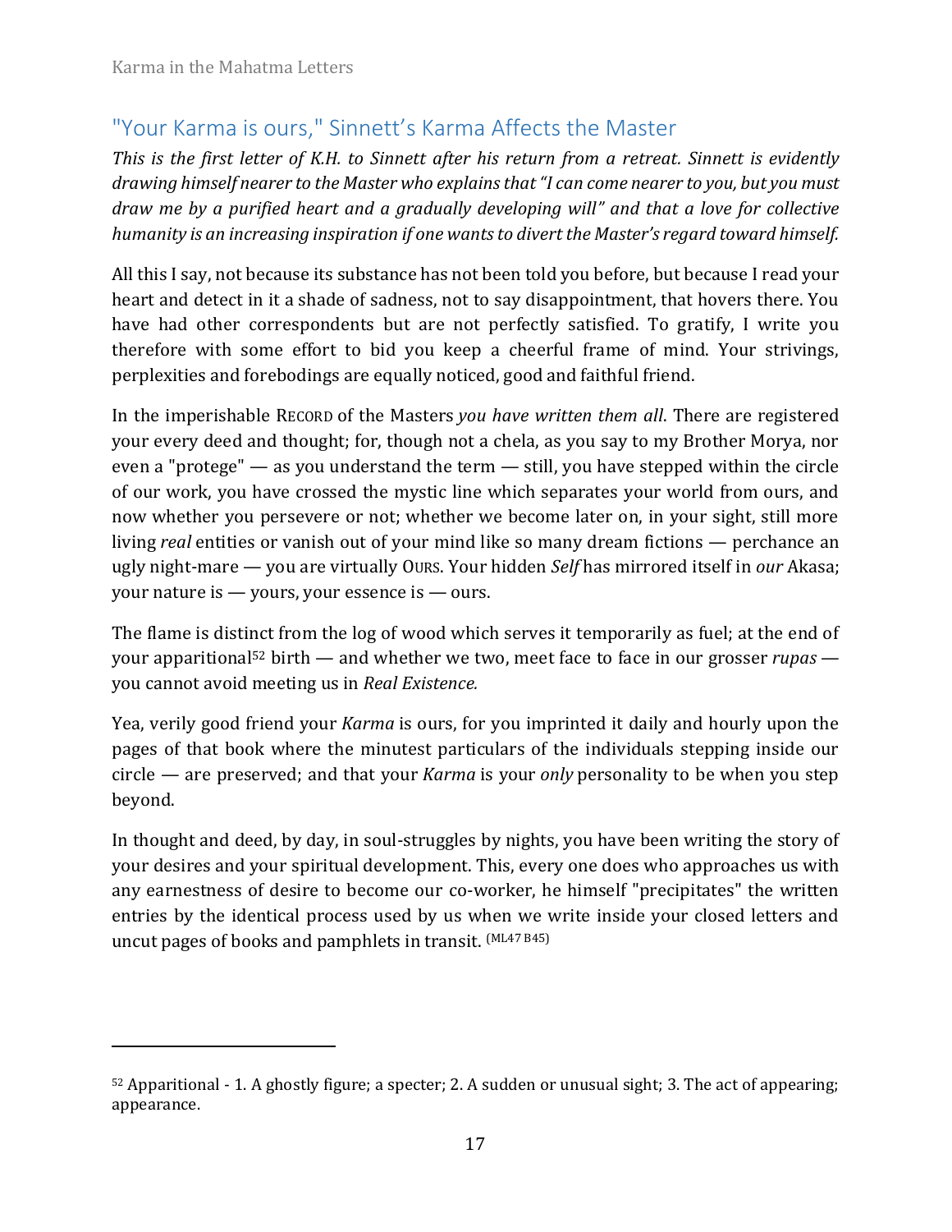## "Your Karma is ours," Sinnett's Karma Affects the Master

*This is the first letter of K.H. to Sinnett after his return from a retreat. Sinnett is evidently drawing himself nearer to the Master who explains that "I can come nearer to you, but you must draw me by a purified heart and a gradually developing will" and that a love for collective humanity is an increasing inspiration if one wants to divert the Master's regard toward himself.*

All this I say, not because its substance has not been told you before, but because I read your heart and detect in it a shade of sadness, not to say disappointment, that hovers there. You have had other correspondents but are not perfectly satisfied. To gratify, I write you therefore with some effort to bid you keep a cheerful frame of mind. Your strivings, perplexities and forebodings are equally noticed, good and faithful friend.

In the imperishable RECORD of the Masters *you have written them all*. There are registered your every deed and thought; for, though not a chela, as you say to my Brother Morya, nor even a "protege" — as you understand the term — still, you have stepped within the circle of our work, you have crossed the mystic line which separates your world from ours, and now whether you persevere or not; whether we become later on, in your sight, still more living *real* entities or vanish out of your mind like so many dream fictions — perchance an ugly night-mare — you are virtually OURS. Your hidden *Self* has mirrored itself in *our* Akasa; your nature is — yours, your essence is — ours.

The flame is distinct from the log of wood which serves it temporarily as fuel; at the end of your apparitional[52] birth — and whether we two, meet face to face in our grosser *rupas* — you cannot avoid meeting us in *Real Existence.*

Yea, verily good friend your *Karma* is ours, for you imprinted it daily and hourly upon the pages of that book where the minutest particulars of the individuals stepping inside our circle — are preserved; and that your *Karma* is your *only* personality to be when you step beyond.

In thought and deed, by day, in soul-struggles by nights, you have been writing the story of your desires and your spiritual development. This, every one does who approaches us with any earnestness of desire to become our co-worker, he himself "precipitates" the written entries by the identical process used by us when we write inside your closed letters and uncut pages of books and pamphlets in transit. (ML47 B45)

---

[52] Apparitional - 1. A ghostly figure; a specter; 2. A sudden or unusual sight; 3. The act of appearing; appearance.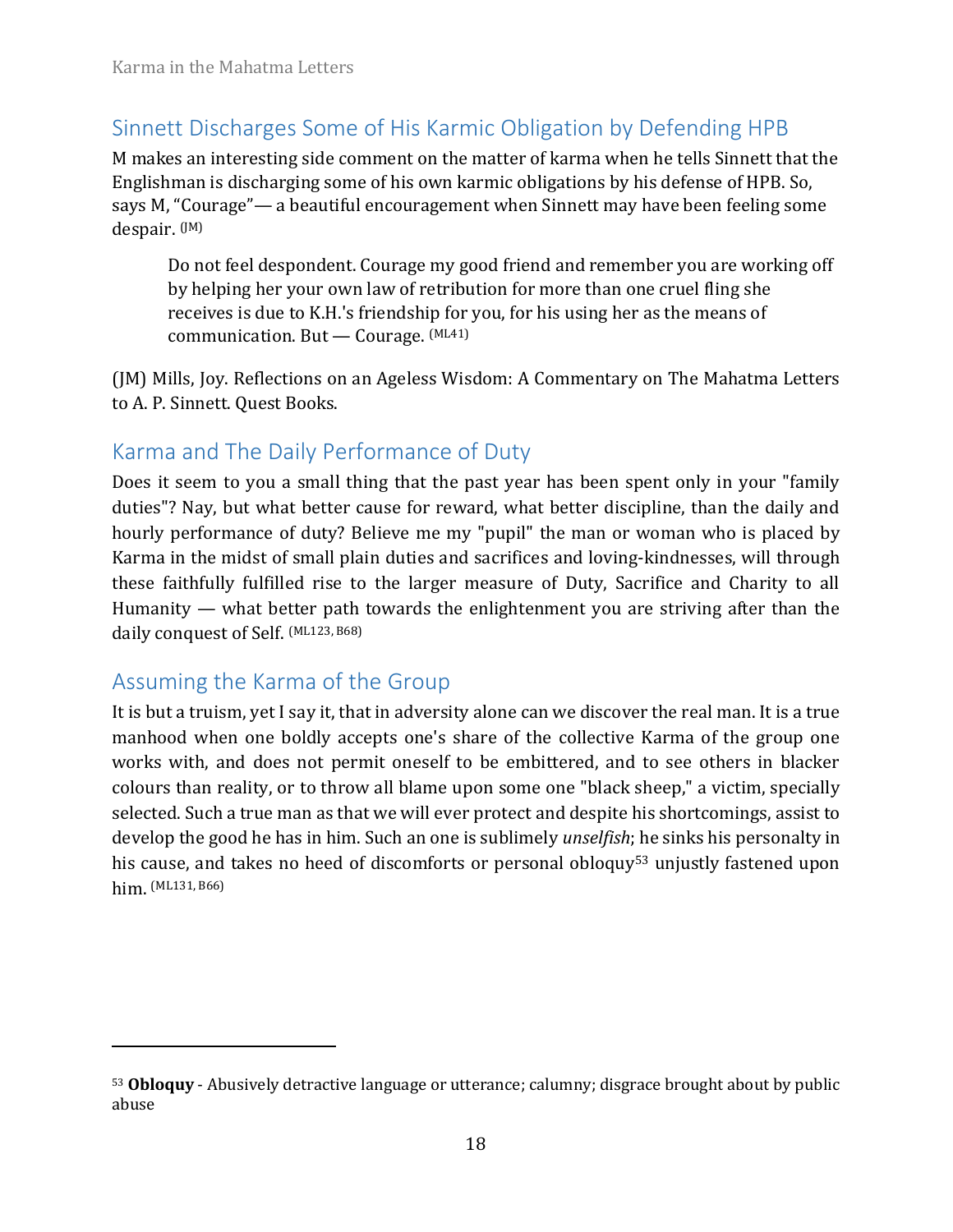## Sinnett Discharges Some of His Karmic Obligation by Defending HPB

M makes an interesting side comment on the matter of karma when he tells Sinnett that the Englishman is discharging some of his own karmic obligations by his defense of HPB. So, says M, "Courage"— a beautiful encouragement when Sinnett may have been feeling some despair. (JM)

> Do not feel despondent. Courage my good friend and remember you are working off by helping her your own law of retribution for more than one cruel fling she receives is due to K.H.'s friendship for you, for his using her as the means of communication. But — Courage. (ML41)

(JM) Mills, Joy. Reflections on an Ageless Wisdom: A Commentary on The Mahatma Letters to A. P. Sinnett. Quest Books.

## Karma and The Daily Performance of Duty

Does it seem to you a small thing that the past year has been spent only in your "family duties"? Nay, but what better cause for reward, what better discipline, than the daily and hourly performance of duty? Believe me my "pupil" the man or woman who is placed by Karma in the midst of small plain duties and sacrifices and loving-kindnesses, will through these faithfully fulfilled rise to the larger measure of Duty, Sacrifice and Charity to all Humanity — what better path towards the enlightenment you are striving after than the daily conquest of Self. (ML123, B68)

## Assuming the Karma of the Group

It is but a truism, yet I say it, that in adversity alone can we discover the real man. It is a true manhood when one boldly accepts one's share of the collective Karma of the group one works with, and does not permit oneself to be embittered, and to see others in blacker colours than reality, or to throw all blame upon some one "black sheep," a victim, specially selected. Such a true man as that we will ever protect and despite his shortcomings, assist to develop the good he has in him. Such an one is sublimely *unselfish*; he sinks his personalty in his cause, and takes no heed of discomforts or personal obloquy[53] unjustly fastened upon him. (ML131, B66)

---

[53] **Obloquy** - Abusively detractive language or utterance; calumny; disgrace brought about by public abuse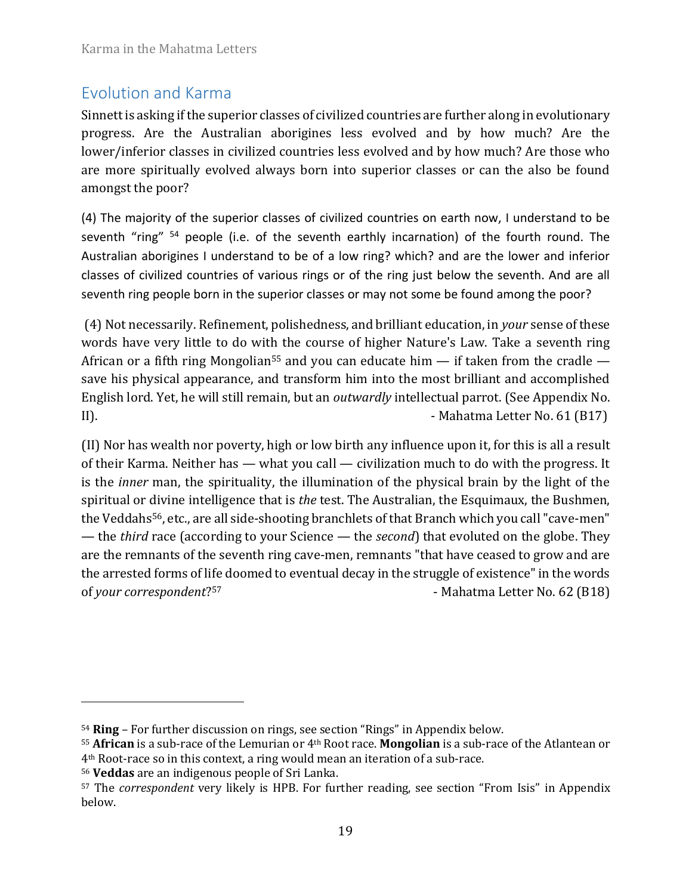## Evolution and Karma

Sinnett is asking if the superior classes of civilized countries are further along in evolutionary progress. Are the Australian aborigines less evolved and by how much? Are the lower/inferior classes in civilized countries less evolved and by how much? Are those who are more spiritually evolved always born into superior classes or can the also be found amongst the poor?

(4) The majority of the superior classes of civilized countries on earth now, I understand to be seventh "ring" [54] people (i.e. of the seventh earthly incarnation) of the fourth round. The Australian aborigines I understand to be of a low ring? which? and are the lower and inferior classes of civilized countries of various rings or of the ring just below the seventh. And are all seventh ring people born in the superior classes or may not some be found among the poor?

(4) Not necessarily. Refinement, polishedness, and brilliant education, in *your* sense of these words have very little to do with the course of higher Nature's Law. Take a seventh ring African or a fifth ring Mongolian[55] and you can educate him — if taken from the cradle — save his physical appearance, and transform him into the most brilliant and accomplished English lord. Yet, he will still remain, but an *outwardly* intellectual parrot. (See Appendix No. II). - Mahatma Letter No. 61 (B17)

(II) Nor has wealth nor poverty, high or low birth any influence upon it, for this is all a result of their Karma. Neither has — what you call — civilization much to do with the progress. It is the *inner* man, the spirituality, the illumination of the physical brain by the light of the spiritual or divine intelligence that is *the* test. The Australian, the Esquimaux, the Bushmen, the Veddahs[56], etc., are all side-shooting branchlets of that Branch which you call "cave-men" — the *third* race (according to your Science — the *second*) that evoluted on the globe. They are the remnants of the seventh ring cave-men, remnants "that have ceased to grow and are the arrested forms of life doomed to eventual decay in the struggle of existence" in the words of *your correspondent*?[57] - Mahatma Letter No. 62 (B18)

---

[54] **Ring** – For further discussion on rings, see section "Rings" in Appendix below.

[55] **African** is a sub-race of the Lemurian or 4th Root race. **Mongolian** is a sub-race of the Atlantean or 4th Root-race so in this context, a ring would mean an iteration of a sub-race.

[56] **Veddas** are an indigenous people of Sri Lanka.

[57] The *correspondent* very likely is HPB. For further reading, see section "From Isis" in Appendix below.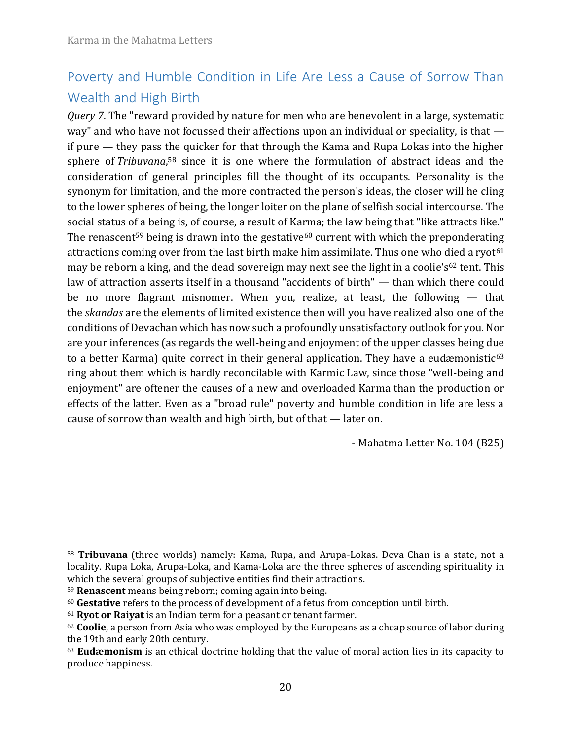## Poverty and Humble Condition in Life Are Less a Cause of Sorrow Than Wealth and High Birth

*Query 7*. The "reward provided by nature for men who are benevolent in a large, systematic way" and who have not focussed their affections upon an individual or speciality, is that — if pure — they pass the quicker for that through the Kama and Rupa Lokas into the higher sphere of *Tribuvana*,[58] since it is one where the formulation of abstract ideas and the consideration of general principles fill the thought of its occupants. Personality is the synonym for limitation, and the more contracted the person's ideas, the closer will he cling to the lower spheres of being, the longer loiter on the plane of selfish social intercourse. The social status of a being is, of course, a result of Karma; the law being that "like attracts like." The renascent[59] being is drawn into the gestative[60] current with which the preponderating attractions coming over from the last birth make him assimilate. Thus one who died a ryot[61] may be reborn a king, and the dead sovereign may next see the light in a coolie's[62] tent. This law of attraction asserts itself in a thousand "accidents of birth" — than which there could be no more flagrant misnomer. When you, realize, at least, the following — that the *skandas* are the elements of limited existence then will you have realized also one of the conditions of Devachan which has now such a profoundly unsatisfactory outlook for you. Nor are your inferences (as regards the well-being and enjoyment of the upper classes being due to a better Karma) quite correct in their general application. They have a eudæmonistic[63] ring about them which is hardly reconcilable with Karmic Law, since those "well-being and enjoyment" are oftener the causes of a new and overloaded Karma than the production or effects of the latter. Even as a "broad rule" poverty and humble condition in life are less a cause of sorrow than wealth and high birth, but of that — later on.

- Mahatma Letter No. 104 (B25)

---

[58] **Tribuvana** (three worlds) namely: Kama, Rupa, and Arupa-Lokas. Deva Chan is a state, not a locality. Rupa Loka, Arupa-Loka, and Kama-Loka are the three spheres of ascending spirituality in which the several groups of subjective entities find their attractions.

[59] **Renascent** means being reborn; coming again into being.

[60] **Gestative** refers to the process of development of a fetus from conception until birth.

[61] **Ryot or Raiyat** is an Indian term for a peasant or tenant farmer.

[62] **Coolie**, a person from Asia who was employed by the Europeans as a cheap source of labor during the 19th and early 20th century.

[63] **Eudæmonism** is an ethical doctrine holding that the value of moral action lies in its capacity to produce happiness.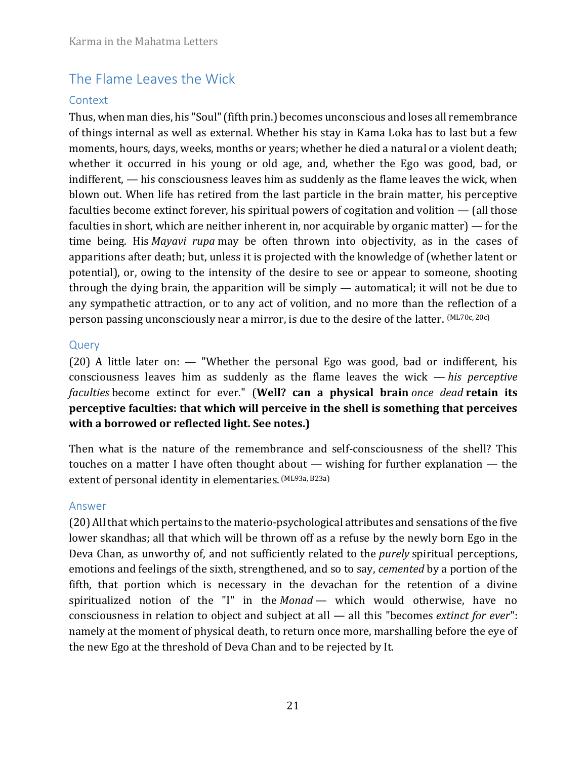## The Flame Leaves the Wick

### Context

Thus, when man dies, his "Soul" (fifth prin.) becomes unconscious and loses all remembrance of things internal as well as external. Whether his stay in Kama Loka has to last but a few moments, hours, days, weeks, months or years; whether he died a natural or a violent death; whether it occurred in his young or old age, and, whether the Ego was good, bad, or indifferent, — his consciousness leaves him as suddenly as the flame leaves the wick, when blown out. When life has retired from the last particle in the brain matter, his perceptive faculties become extinct forever, his spiritual powers of cogitation and volition — (all those faculties in short, which are neither inherent in, nor acquirable by organic matter) — for the time being. His *Mayavi rupa* may be often thrown into objectivity, as in the cases of apparitions after death; but, unless it is projected with the knowledge of (whether latent or potential), or, owing to the intensity of the desire to see or appear to someone, shooting through the dying brain, the apparition will be simply — automatical; it will not be due to any sympathetic attraction, or to any act of volition, and no more than the reflection of a person passing unconsciously near a mirror, is due to the desire of the latter. (ML70c, 20c)

### Query

(20) A little later on: — "Whether the personal Ego was good, bad or indifferent, his consciousness leaves him as suddenly as the flame leaves the wick — *his perceptive faculties* become extinct for ever." (**Well? can a physical brain** *once dead* **retain its perceptive faculties: that which will perceive in the shell is something that perceives with a borrowed or reflected light. See notes.)**

Then what is the nature of the remembrance and self-consciousness of the shell? This touches on a matter I have often thought about — wishing for further explanation — the extent of personal identity in elementaries. (ML93a, B23a)

### Answer

(20) All that which pertains to the materio-psychological attributes and sensations of the five lower skandhas; all that which will be thrown off as a refuse by the newly born Ego in the Deva Chan, as unworthy of, and not sufficiently related to the *purely* spiritual perceptions, emotions and feelings of the sixth, strengthened, and so to say, *cemented* by a portion of the fifth, that portion which is necessary in the devachan for the retention of a divine spiritualized notion of the "I" in the *Monad* — which would otherwise, have no consciousness in relation to object and subject at all — all this "becomes *extinct for ever*": namely at the moment of physical death, to return once more, marshalling before the eye of the new Ego at the threshold of Deva Chan and to be rejected by It.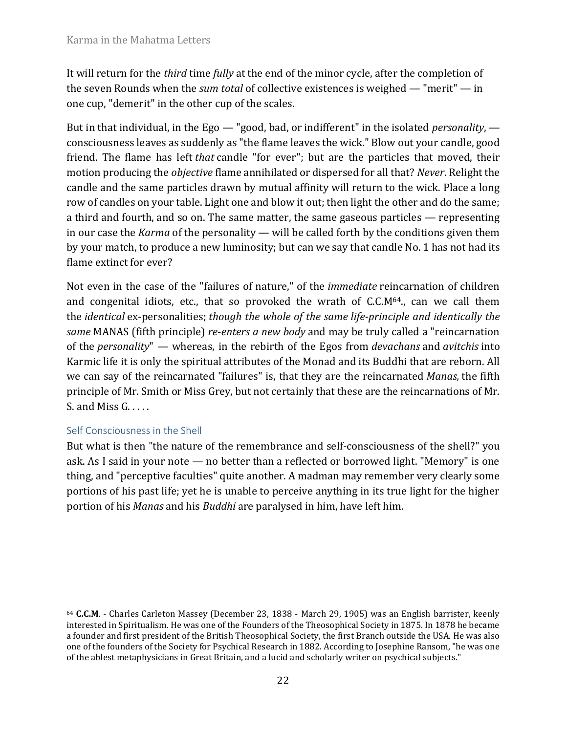It will return for the *third* time *fully* at the end of the minor cycle, after the completion of the seven Rounds when the *sum total* of collective existences is weighed — "merit" — in one cup, "demerit" in the other cup of the scales.

But in that individual, in the Ego — "good, bad, or indifferent" in the isolated *personality*, — consciousness leaves as suddenly as "the flame leaves the wick." Blow out your candle, good friend. The flame has left *that* candle "for ever"; but are the particles that moved, their motion producing the *objective* flame annihilated or dispersed for all that? *Never*. Relight the candle and the same particles drawn by mutual affinity will return to the wick. Place a long row of candles on your table. Light one and blow it out; then light the other and do the same; a third and fourth, and so on. The same matter, the same gaseous particles — representing in our case the *Karma* of the personality — will be called forth by the conditions given them by your match, to produce a new luminosity; but can we say that candle No. 1 has not had its flame extinct for ever?

Not even in the case of the "failures of nature," of the *immediate* reincarnation of children and congenital idiots, etc., that so provoked the wrath of C.C.M[64]., can we call them the *identical* ex-personalities; *though the whole of the same life-principle and identically the same* MANAS (fifth principle) *re-enters a new body* and may be truly called a "reincarnation of the *personality*" — whereas, in the rebirth of the Egos from *devachans* and *avitchis* into Karmic life it is only the spiritual attributes of the Monad and its Buddhi that are reborn. All we can say of the reincarnated "failures" is, that they are the reincarnated *Manas,* the fifth principle of Mr. Smith or Miss Grey, but not certainly that these are the reincarnations of Mr. S. and Miss G. . . . .

### Self Consciousness in the Shell

But what is then "the nature of the remembrance and self-consciousness of the shell?" you ask. As I said in your note — no better than a reflected or borrowed light. "Memory" is one thing, and "perceptive faculties" quite another. A madman may remember very clearly some portions of his past life; yet he is unable to perceive anything in its true light for the higher portion of his *Manas* and his *Buddhi* are paralysed in him, have left him.

---

[64] **C.C.M**. - Charles Carleton Massey (December 23, 1838 - March 29, 1905) was an English barrister, keenly interested in Spiritualism. He was one of the Founders of the Theosophical Society in 1875. In 1878 he became a founder and first president of the British Theosophical Society, the first Branch outside the USA. He was also one of the founders of the Society for Psychical Research in 1882. According to Josephine Ransom, "he was one of the ablest metaphysicians in Great Britain, and a lucid and scholarly writer on psychical subjects."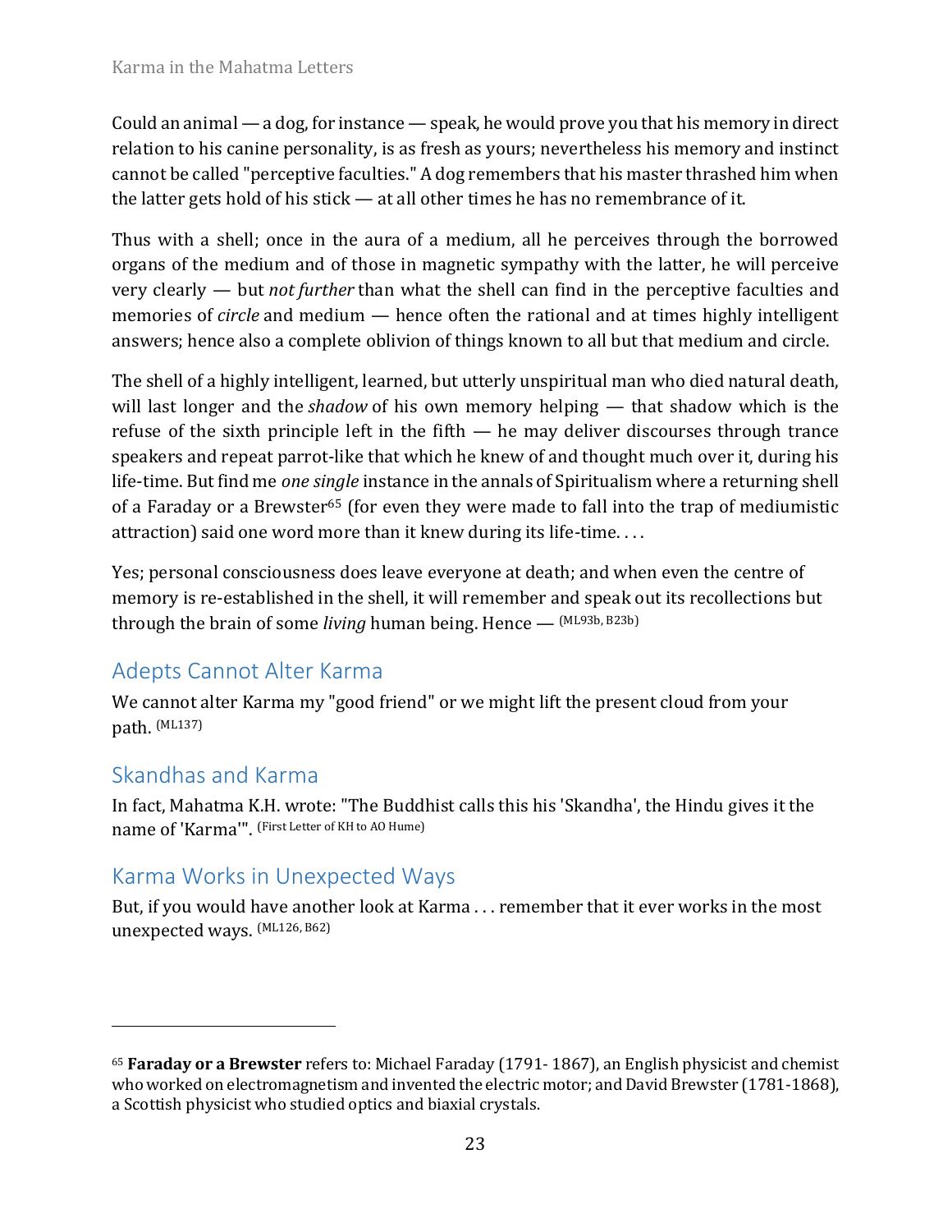Could an animal — a dog, for instance — speak, he would prove you that his memory in direct relation to his canine personality, is as fresh as yours; nevertheless his memory and instinct cannot be called "perceptive faculties." A dog remembers that his master thrashed him when the latter gets hold of his stick — at all other times he has no remembrance of it.

Thus with a shell; once in the aura of a medium, all he perceives through the borrowed organs of the medium and of those in magnetic sympathy with the latter, he will perceive very clearly — but *not further* than what the shell can find in the perceptive faculties and memories of *circle* and medium — hence often the rational and at times highly intelligent answers; hence also a complete oblivion of things known to all but that medium and circle.

The shell of a highly intelligent, learned, but utterly unspiritual man who died natural death, will last longer and the *shadow* of his own memory helping — that shadow which is the refuse of the sixth principle left in the fifth — he may deliver discourses through trance speakers and repeat parrot-like that which he knew of and thought much over it, during his life-time. But find me *one single* instance in the annals of Spiritualism where a returning shell of a Faraday or a Brewster[65] (for even they were made to fall into the trap of mediumistic attraction) said one word more than it knew during its life-time. . . .

Yes; personal consciousness does leave everyone at death; and when even the centre of memory is re-established in the shell, it will remember and speak out its recollections but through the brain of some *living* human being. Hence — (ML93b, B23b)

## Adepts Cannot Alter Karma

We cannot alter Karma my "good friend" or we might lift the present cloud from your path. (ML137)

## Skandhas and Karma

In fact, Mahatma K.H. wrote: "The Buddhist calls this his 'Skandha', the Hindu gives it the name of 'Karma'". (First Letter of KH to AO Hume)

## Karma Works in Unexpected Ways

But, if you would have another look at Karma . . . remember that it ever works in the most unexpected ways. (ML126, B62)

---

[65] **Faraday or a Brewster** refers to: Michael Faraday (1791- 1867), an English physicist and chemist who worked on electromagnetism and invented the electric motor; and David Brewster (1781-1868), a Scottish physicist who studied optics and biaxial crystals.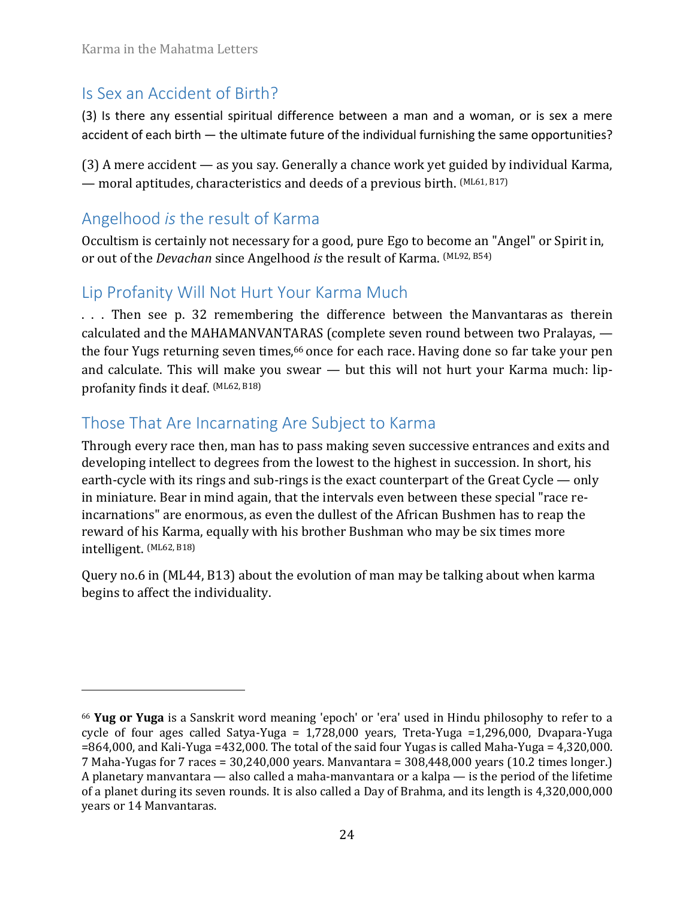## Is Sex an Accident of Birth?

(3) Is there any essential spiritual difference between a man and a woman, or is sex a mere accident of each birth — the ultimate future of the individual furnishing the same opportunities?

(3) A mere accident — as you say. Generally a chance work yet guided by individual Karma, — moral aptitudes, characteristics and deeds of a previous birth. (ML61, B17)

## Angelhood *is* the result of Karma

Occultism is certainly not necessary for a good, pure Ego to become an "Angel" or Spirit in, or out of the *Devachan* since Angelhood *is* the result of Karma. (ML92, B54)

## Lip Profanity Will Not Hurt Your Karma Much

. . . Then see p. 32 remembering the difference between the Manvantaras as therein calculated and the MAHAMANVANTARAS (complete seven round between two Pralayas, — the four Yugs returning seven times,[66] once for each race. Having done so far take your pen and calculate. This will make you swear — but this will not hurt your Karma much: lip-profanity finds it deaf. (ML62, B18)

## Those That Are Incarnating Are Subject to Karma

Through every race then, man has to pass making seven successive entrances and exits and developing intellect to degrees from the lowest to the highest in succession. In short, his earth-cycle with its rings and sub-rings is the exact counterpart of the Great Cycle — only in miniature. Bear in mind again, that the intervals even between these special "race re-incarnations" are enormous, as even the dullest of the African Bushmen has to reap the reward of his Karma, equally with his brother Bushman who may be six times more intelligent. (ML62, B18)

Query no.6 in (ML44, B13) about the evolution of man may be talking about when karma begins to affect the individuality.

---

[66] **Yug or Yuga** is a Sanskrit word meaning 'epoch' or 'era' used in Hindu philosophy to refer to a cycle of four ages called Satya-Yuga = 1,728,000 years, Treta-Yuga =1,296,000, Dvapara-Yuga =864,000, and Kali-Yuga =432,000. The total of the said four Yugas is called Maha-Yuga = 4,320,000. 7 Maha-Yugas for 7 races = 30,240,000 years. Manvantara = 308,448,000 years (10.2 times longer.) A planetary manvantara — also called a maha-manvantara or a kalpa — is the period of the lifetime of a planet during its seven rounds. It is also called a Day of Brahma, and its length is 4,320,000,000 years or 14 Manvantaras.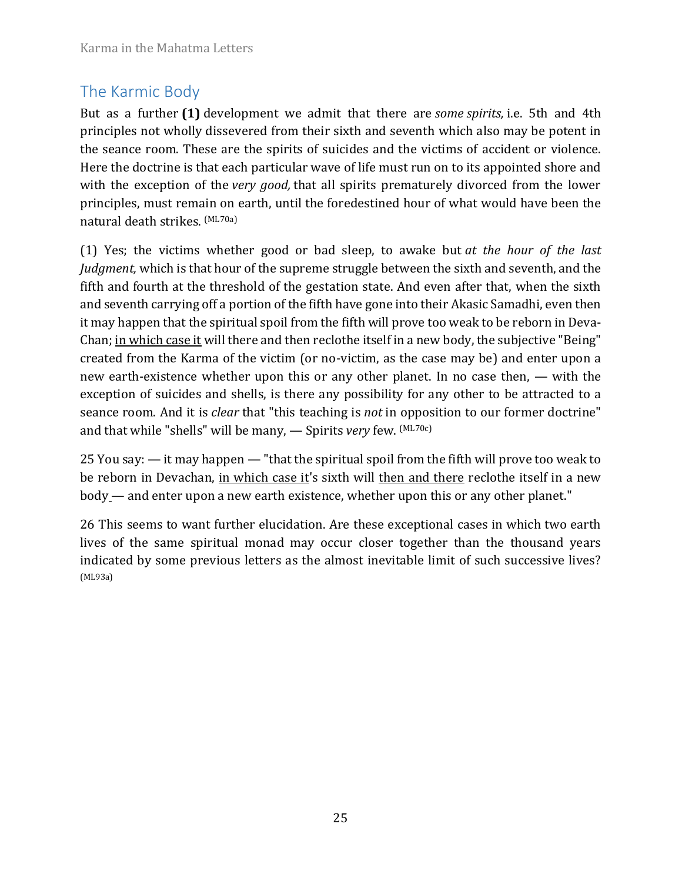## The Karmic Body

But as a further **(1)** development we admit that there are *some spirits,* i.e. 5th and 4th principles not wholly dissevered from their sixth and seventh which also may be potent in the seance room. These are the spirits of suicides and the victims of accident or violence. Here the doctrine is that each particular wave of life must run on to its appointed shore and with the exception of the *very good,* that all spirits prematurely divorced from the lower principles, must remain on earth, until the foredestined hour of what would have been the natural death strikes. (ML70a)

(1) Yes; the victims whether good or bad sleep, to awake but *at the hour of the last Judgment,* which is that hour of the supreme struggle between the sixth and seventh, and the fifth and fourth at the threshold of the gestation state. And even after that, when the sixth and seventh carrying off a portion of the fifth have gone into their Akasic Samadhi, even then it may happen that the spiritual spoil from the fifth will prove too weak to be reborn in Deva-Chan; <u>in which case it</u> will there and then reclothe itself in a new body, the subjective "Being" created from the Karma of the victim (or no-victim, as the case may be) and enter upon a new earth-existence whether upon this or any other planet. In no case then, — with the exception of suicides and shells, is there any possibility for any other to be attracted to a seance room. And it is *clear* that "this teaching is *not* in opposition to our former doctrine" and that while "shells" will be many, — Spirits *very* few. (ML70c)

25 You say: — it may happen — "that the spiritual spoil from the fifth will prove too weak to be reborn in Devachan, <u>in which case it</u>'s sixth will <u>then and there</u> reclothe itself in a new body — and enter upon a new earth existence, whether upon this or any other planet."

26 This seems to want further elucidation. Are these exceptional cases in which two earth lives of the same spiritual monad may occur closer together than the thousand years indicated by some previous letters as the almost inevitable limit of such successive lives? (ML93a)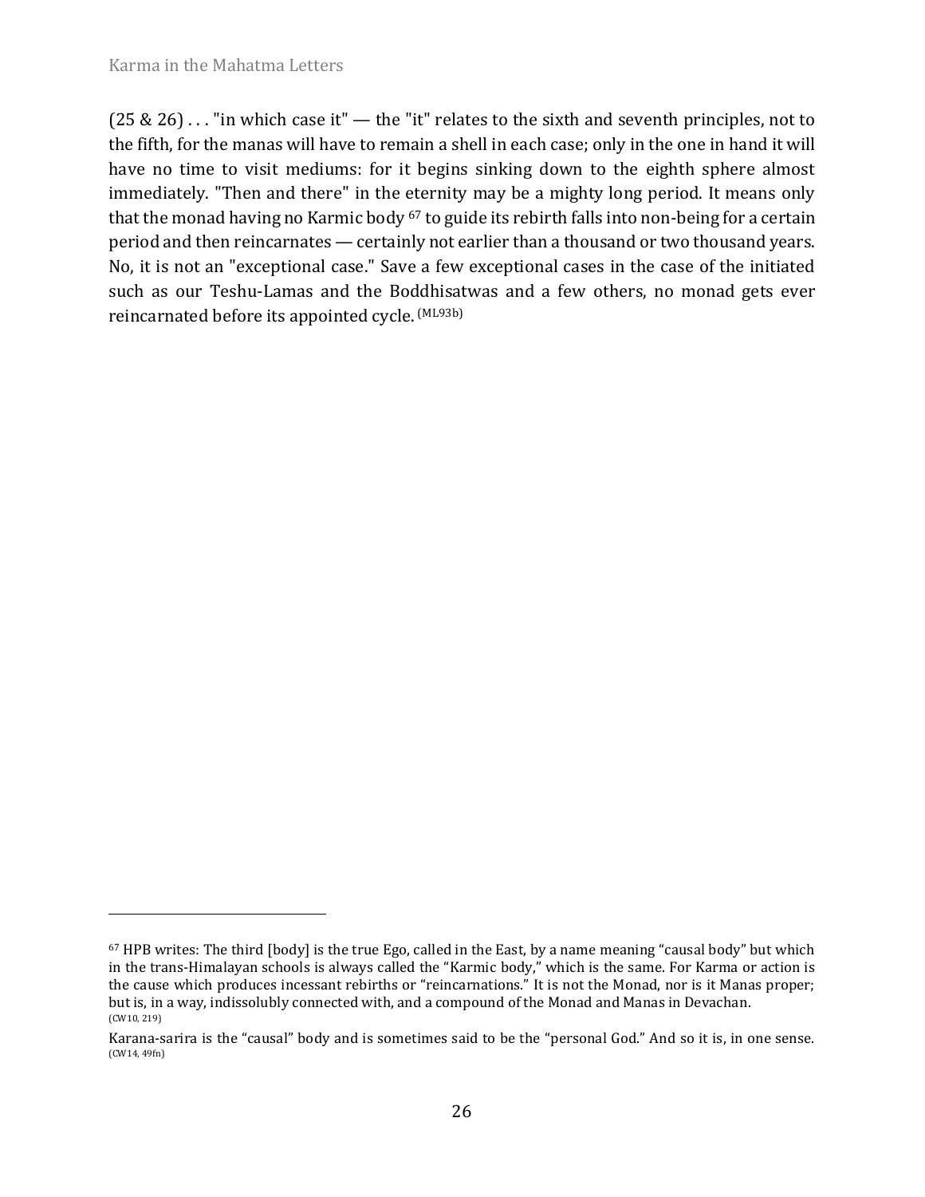(25 & 26) . . . "in which case it" — the "it" relates to the sixth and seventh principles, not to the fifth, for the manas will have to remain a shell in each case; only in the one in hand it will have no time to visit mediums: for it begins sinking down to the eighth sphere almost immediately. "Then and there" in the eternity may be a mighty long period. It means only that the monad having no Karmic body [67] to guide its rebirth falls into non-being for a certain period and then reincarnates — certainly not earlier than a thousand or two thousand years. No, it is not an "exceptional case." Save a few exceptional cases in the case of the initiated such as our Teshu-Lamas and the Boddhisatwas and a few others, no monad gets ever reincarnated before its appointed cycle. (ML93b)

---

[67] HPB writes: The third [body] is the true Ego, called in the East, by a name meaning "causal body" but which in the trans-Himalayan schools is always called the "Karmic body," which is the same. For Karma or action is the cause which produces incessant rebirths or "reincarnations." It is not the Monad, nor is it Manas proper; but is, in a way, indissolubly connected with, and a compound of the Monad and Manas in Devachan. (CW10, 219)

Karana-sarira is the "causal" body and is sometimes said to be the "personal God." And so it is, in one sense. (CW14, 49fn)